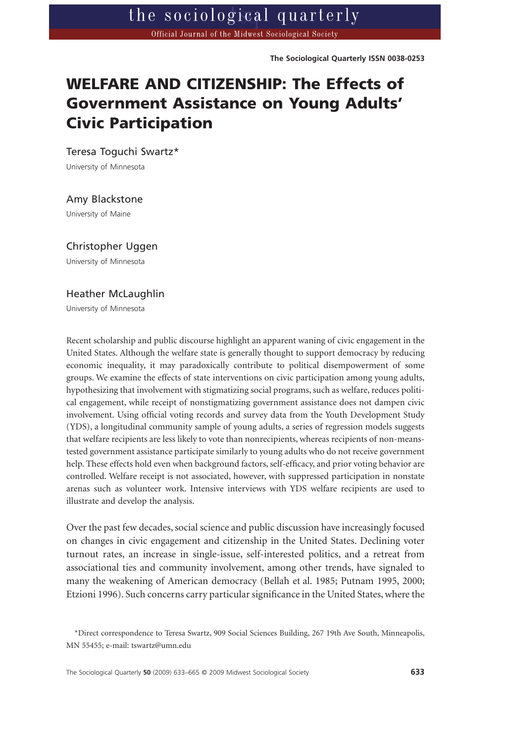# WELFARE AND CITIZENSHIP: The Effects of Government Assistance on Young Adults' Civic Participation

Teresa Toguchi Swartz*
University of Minnesota

Amy Blackstone
University of Maine

Christopher Uggen
University of Minnesota

Heather McLaughlin
University of Minnesota

Recent scholarship and public discourse highlight an apparent waning of civic engagement in the United States. Although the welfare state is generally thought to support democracy by reducing economic inequality, it may paradoxically contribute to political disempowerment of some groups. We examine the effects of state interventions on civic participation among young adults, hypothesizing that involvement with stigmatizing social programs, such as welfare, reduces political engagement, while receipt of nonstigmatizing government assistance does not dampen civic involvement. Using official voting records and survey data from the Youth Development Study (YDS), a longitudinal community sample of young adults, a series of regression models suggests that welfare recipients are less likely to vote than nonrecipients, whereas recipients of non-means-tested government assistance participate similarly to young adults who do not receive government help. These effects hold even when background factors, self-efficacy, and prior voting behavior are controlled. Welfare receipt is not associated, however, with suppressed participation in nonstate arenas such as volunteer work. Intensive interviews with YDS welfare recipients are used to illustrate and develop the analysis.

Over the past few decades, social science and public discussion have increasingly focused on changes in civic engagement and citizenship in the United States. Declining voter turnout rates, an increase in single-issue, self-interested politics, and a retreat from associational ties and community involvement, among other trends, have signaled to many the weakening of American democracy (Bellah et al. 1985; Putnam 1995, 2000; Etzioni 1996). Such concerns carry particular significance in the United States, where the

*Direct correspondence to Teresa Swartz, 909 Social Sciences Building, 267 19th Ave South, Minneapolis, MN 55455; e-mail: tswartz@umn.edu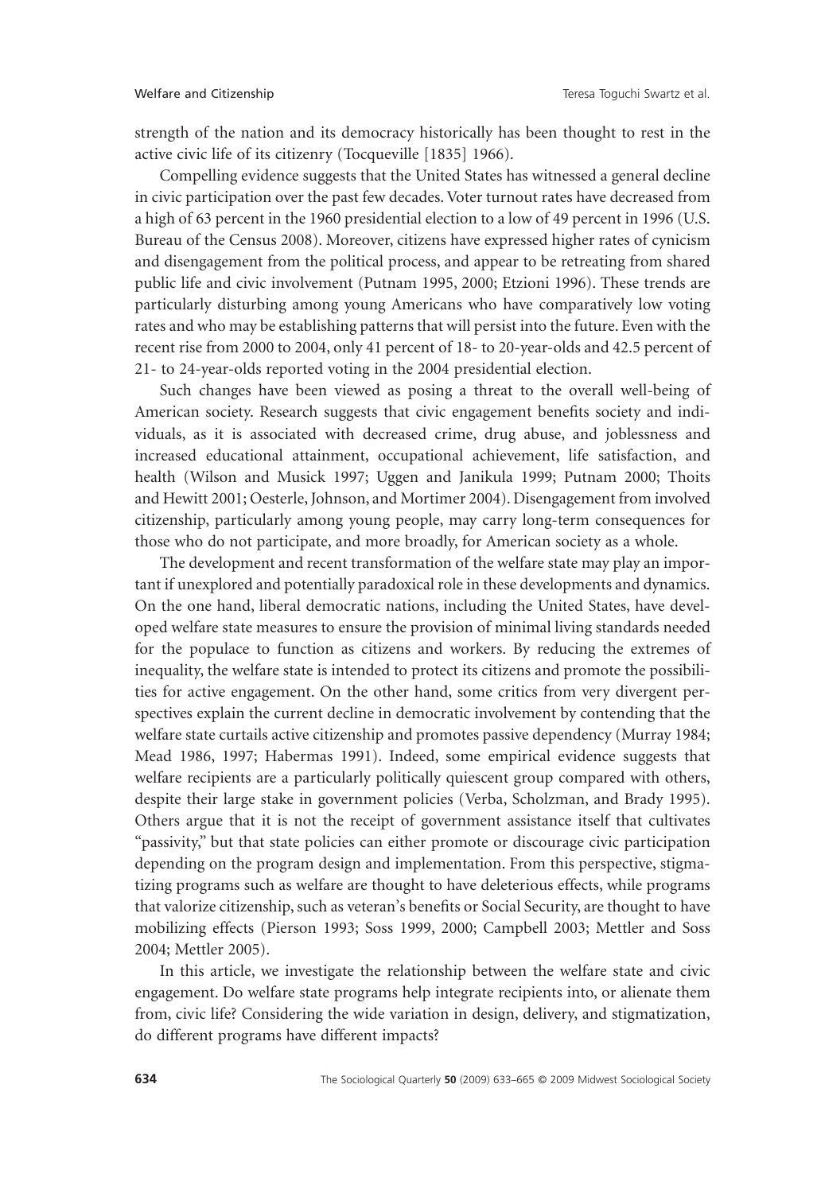strength of the nation and its democracy historically has been thought to rest in the active civic life of its citizenry (Tocqueville [1835] 1966).

Compelling evidence suggests that the United States has witnessed a general decline in civic participation over the past few decades. Voter turnout rates have decreased from a high of 63 percent in the 1960 presidential election to a low of 49 percent in 1996 (U.S. Bureau of the Census 2008). Moreover, citizens have expressed higher rates of cynicism and disengagement from the political process, and appear to be retreating from shared public life and civic involvement (Putnam 1995, 2000; Etzioni 1996). These trends are particularly disturbing among young Americans who have comparatively low voting rates and who may be establishing patterns that will persist into the future. Even with the recent rise from 2000 to 2004, only 41 percent of 18- to 20-year-olds and 42.5 percent of 21- to 24-year-olds reported voting in the 2004 presidential election.

Such changes have been viewed as posing a threat to the overall well-being of American society. Research suggests that civic engagement benefits society and individuals, as it is associated with decreased crime, drug abuse, and joblessness and increased educational attainment, occupational achievement, life satisfaction, and health (Wilson and Musick 1997; Uggen and Janikula 1999; Putnam 2000; Thoits and Hewitt 2001; Oesterle, Johnson, and Mortimer 2004). Disengagement from involved citizenship, particularly among young people, may carry long-term consequences for those who do not participate, and more broadly, for American society as a whole.

The development and recent transformation of the welfare state may play an important if unexplored and potentially paradoxical role in these developments and dynamics. On the one hand, liberal democratic nations, including the United States, have developed welfare state measures to ensure the provision of minimal living standards needed for the populace to function as citizens and workers. By reducing the extremes of inequality, the welfare state is intended to protect its citizens and promote the possibilities for active engagement. On the other hand, some critics from very divergent perspectives explain the current decline in democratic involvement by contending that the welfare state curtails active citizenship and promotes passive dependency (Murray 1984; Mead 1986, 1997; Habermas 1991). Indeed, some empirical evidence suggests that welfare recipients are a particularly politically quiescent group compared with others, despite their large stake in government policies (Verba, Scholzman, and Brady 1995). Others argue that it is not the receipt of government assistance itself that cultivates "passivity," but that state policies can either promote or discourage civic participation depending on the program design and implementation. From this perspective, stigmatizing programs such as welfare are thought to have deleterious effects, while programs that valorize citizenship, such as veteran's benefits or Social Security, are thought to have mobilizing effects (Pierson 1993; Soss 1999, 2000; Campbell 2003; Mettler and Soss 2004; Mettler 2005).

In this article, we investigate the relationship between the welfare state and civic engagement. Do welfare state programs help integrate recipients into, or alienate them from, civic life? Considering the wide variation in design, delivery, and stigmatization, do different programs have different impacts?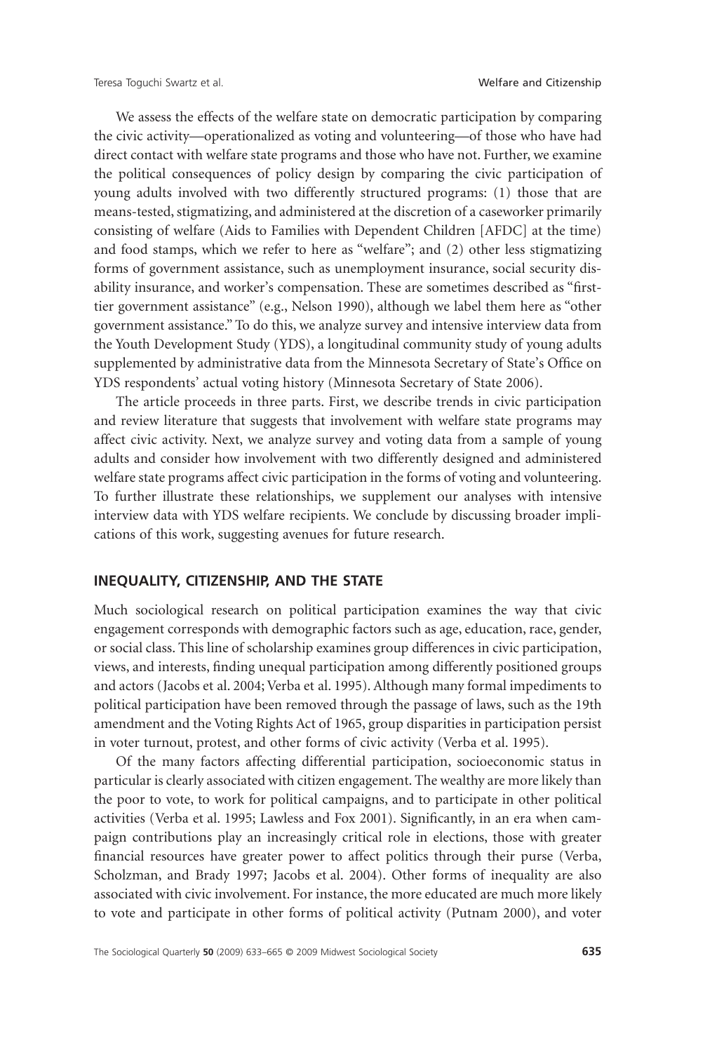We assess the effects of the welfare state on democratic participation by comparing the civic activity—operationalized as voting and volunteering—of those who have had direct contact with welfare state programs and those who have not. Further, we examine the political consequences of policy design by comparing the civic participation of young adults involved with two differently structured programs: (1) those that are means-tested, stigmatizing, and administered at the discretion of a caseworker primarily consisting of welfare (Aids to Families with Dependent Children [AFDC] at the time) and food stamps, which we refer to here as "welfare"; and (2) other less stigmatizing forms of government assistance, such as unemployment insurance, social security disability insurance, and worker's compensation. These are sometimes described as "first-tier government assistance" (e.g., Nelson 1990), although we label them here as "other government assistance." To do this, we analyze survey and intensive interview data from the Youth Development Study (YDS), a longitudinal community study of young adults supplemented by administrative data from the Minnesota Secretary of State's Office on YDS respondents' actual voting history (Minnesota Secretary of State 2006).

The article proceeds in three parts. First, we describe trends in civic participation and review literature that suggests that involvement with welfare state programs may affect civic activity. Next, we analyze survey and voting data from a sample of young adults and consider how involvement with two differently designed and administered welfare state programs affect civic participation in the forms of voting and volunteering. To further illustrate these relationships, we supplement our analyses with intensive interview data with YDS welfare recipients. We conclude by discussing broader implications of this work, suggesting avenues for future research.

## INEQUALITY, CITIZENSHIP, AND THE STATE

Much sociological research on political participation examines the way that civic engagement corresponds with demographic factors such as age, education, race, gender, or social class. This line of scholarship examines group differences in civic participation, views, and interests, finding unequal participation among differently positioned groups and actors (Jacobs et al. 2004; Verba et al. 1995). Although many formal impediments to political participation have been removed through the passage of laws, such as the 19th amendment and the Voting Rights Act of 1965, group disparities in participation persist in voter turnout, protest, and other forms of civic activity (Verba et al. 1995).

Of the many factors affecting differential participation, socioeconomic status in particular is clearly associated with citizen engagement. The wealthy are more likely than the poor to vote, to work for political campaigns, and to participate in other political activities (Verba et al. 1995; Lawless and Fox 2001). Significantly, in an era when campaign contributions play an increasingly critical role in elections, those with greater financial resources have greater power to affect politics through their purse (Verba, Scholzman, and Brady 1997; Jacobs et al. 2004). Other forms of inequality are also associated with civic involvement. For instance, the more educated are much more likely to vote and participate in other forms of political activity (Putnam 2000), and voter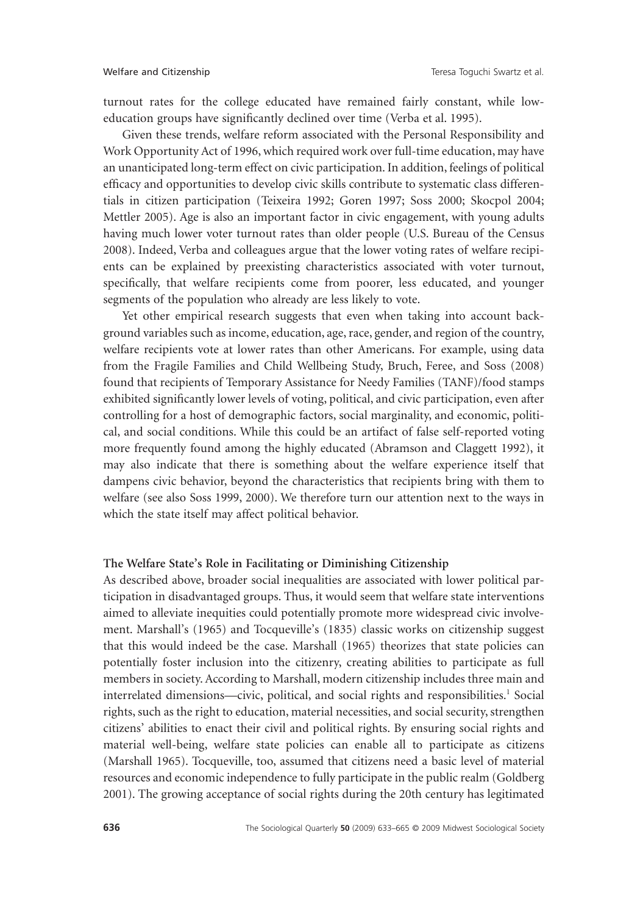turnout rates for the college educated have remained fairly constant, while low-education groups have significantly declined over time (Verba et al. 1995).

Given these trends, welfare reform associated with the Personal Responsibility and Work Opportunity Act of 1996, which required work over full-time education, may have an unanticipated long-term effect on civic participation. In addition, feelings of political efficacy and opportunities to develop civic skills contribute to systematic class differentials in citizen participation (Teixeira 1992; Goren 1997; Soss 2000; Skocpol 2004; Mettler 2005). Age is also an important factor in civic engagement, with young adults having much lower voter turnout rates than older people (U.S. Bureau of the Census 2008). Indeed, Verba and colleagues argue that the lower voting rates of welfare recipients can be explained by preexisting characteristics associated with voter turnout, specifically, that welfare recipients come from poorer, less educated, and younger segments of the population who already are less likely to vote.

Yet other empirical research suggests that even when taking into account background variables such as income, education, age, race, gender, and region of the country, welfare recipients vote at lower rates than other Americans. For example, using data from the Fragile Families and Child Wellbeing Study, Bruch, Feree, and Soss (2008) found that recipients of Temporary Assistance for Needy Families (TANF)/food stamps exhibited significantly lower levels of voting, political, and civic participation, even after controlling for a host of demographic factors, social marginality, and economic, political, and social conditions. While this could be an artifact of false self-reported voting more frequently found among the highly educated (Abramson and Claggett 1992), it may also indicate that there is something about the welfare experience itself that dampens civic behavior, beyond the characteristics that recipients bring with them to welfare (see also Soss 1999, 2000). We therefore turn our attention next to the ways in which the state itself may affect political behavior.

### The Welfare State's Role in Facilitating or Diminishing Citizenship

As described above, broader social inequalities are associated with lower political participation in disadvantaged groups. Thus, it would seem that welfare state interventions aimed to alleviate inequities could potentially promote more widespread civic involvement. Marshall's (1965) and Tocqueville's (1835) classic works on citizenship suggest that this would indeed be the case. Marshall (1965) theorizes that state policies can potentially foster inclusion into the citizenry, creating abilities to participate as full members in society. According to Marshall, modern citizenship includes three main and interrelated dimensions—civic, political, and social rights and responsibilities.[1] Social rights, such as the right to education, material necessities, and social security, strengthen citizens' abilities to enact their civil and political rights. By ensuring social rights and material well-being, welfare state policies can enable all to participate as citizens (Marshall 1965). Tocqueville, too, assumed that citizens need a basic level of material resources and economic independence to fully participate in the public realm (Goldberg 2001). The growing acceptance of social rights during the 20th century has legitimated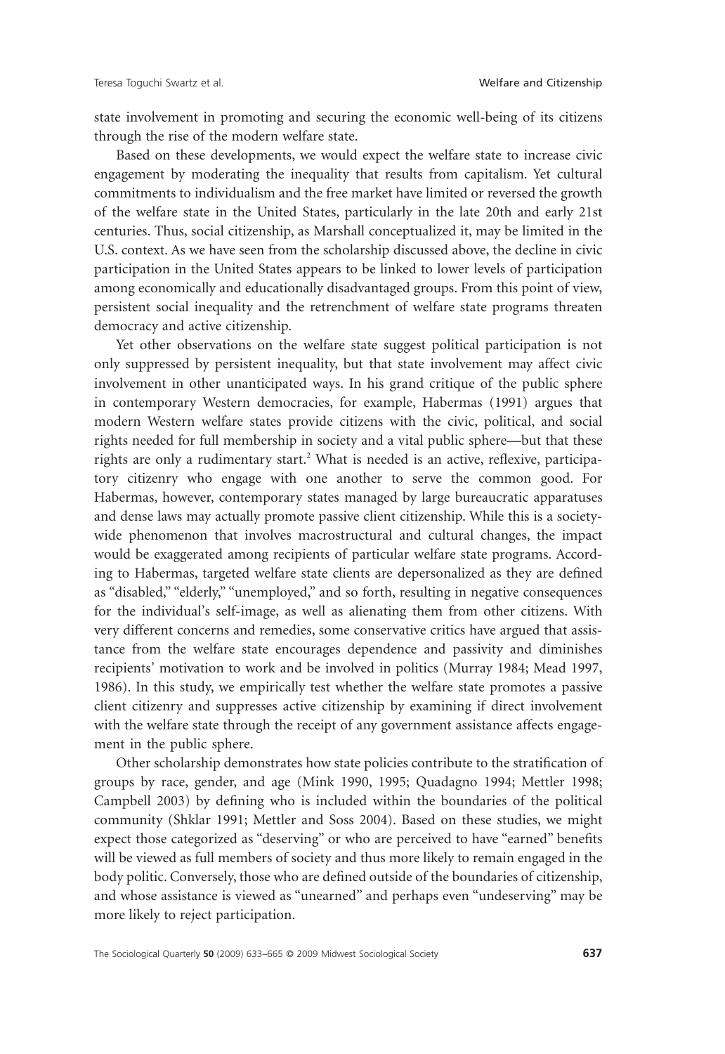state involvement in promoting and securing the economic well-being of its citizens through the rise of the modern welfare state.

Based on these developments, we would expect the welfare state to increase civic engagement by moderating the inequality that results from capitalism. Yet cultural commitments to individualism and the free market have limited or reversed the growth of the welfare state in the United States, particularly in the late 20th and early 21st centuries. Thus, social citizenship, as Marshall conceptualized it, may be limited in the U.S. context. As we have seen from the scholarship discussed above, the decline in civic participation in the United States appears to be linked to lower levels of participation among economically and educationally disadvantaged groups. From this point of view, persistent social inequality and the retrenchment of welfare state programs threaten democracy and active citizenship.

Yet other observations on the welfare state suggest political participation is not only suppressed by persistent inequality, but that state involvement may affect civic involvement in other unanticipated ways. In his grand critique of the public sphere in contemporary Western democracies, for example, Habermas (1991) argues that modern Western welfare states provide citizens with the civic, political, and social rights needed for full membership in society and a vital public sphere—but that these rights are only a rudimentary start.[2] What is needed is an active, reflexive, participatory citizenry who engage with one another to serve the common good. For Habermas, however, contemporary states managed by large bureaucratic apparatuses and dense laws may actually promote passive client citizenship. While this is a society-wide phenomenon that involves macrostructural and cultural changes, the impact would be exaggerated among recipients of particular welfare state programs. According to Habermas, targeted welfare state clients are depersonalized as they are defined as "disabled," "elderly," "unemployed," and so forth, resulting in negative consequences for the individual's self-image, as well as alienating them from other citizens. With very different concerns and remedies, some conservative critics have argued that assistance from the welfare state encourages dependence and passivity and diminishes recipients' motivation to work and be involved in politics (Murray 1984; Mead 1997, 1986). In this study, we empirically test whether the welfare state promotes a passive client citizenry and suppresses active citizenship by examining if direct involvement with the welfare state through the receipt of any government assistance affects engagement in the public sphere.

Other scholarship demonstrates how state policies contribute to the stratification of groups by race, gender, and age (Mink 1990, 1995; Quadagno 1994; Mettler 1998; Campbell 2003) by defining who is included within the boundaries of the political community (Shklar 1991; Mettler and Soss 2004). Based on these studies, we might expect those categorized as "deserving" or who are perceived to have "earned" benefits will be viewed as full members of society and thus more likely to remain engaged in the body politic. Conversely, those who are defined outside of the boundaries of citizenship, and whose assistance is viewed as "unearned" and perhaps even "undeserving" may be more likely to reject participation.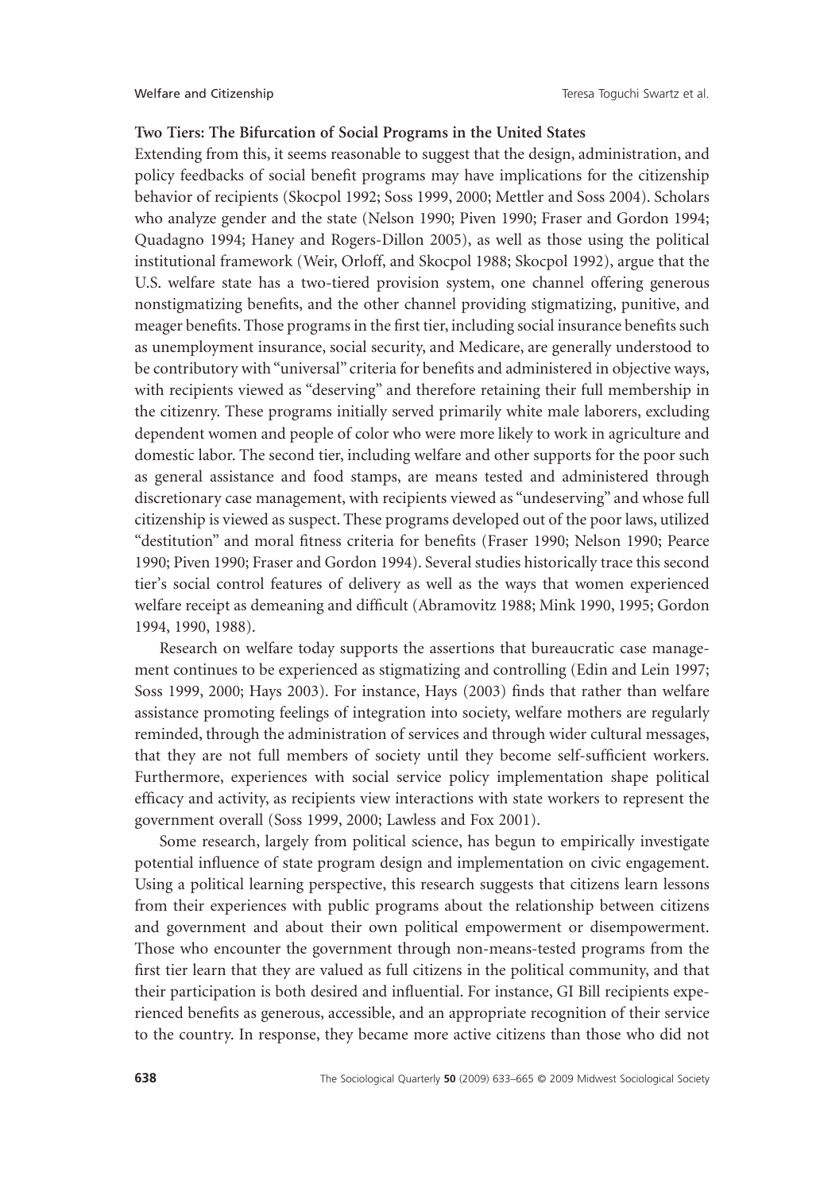**Two Tiers: The Bifurcation of Social Programs in the United States**

Extending from this, it seems reasonable to suggest that the design, administration, and policy feedbacks of social benefit programs may have implications for the citizenship behavior of recipients (Skocpol 1992; Soss 1999, 2000; Mettler and Soss 2004). Scholars who analyze gender and the state (Nelson 1990; Piven 1990; Fraser and Gordon 1994; Quadagno 1994; Haney and Rogers-Dillon 2005), as well as those using the political institutional framework (Weir, Orloff, and Skocpol 1988; Skocpol 1992), argue that the U.S. welfare state has a two-tiered provision system, one channel offering generous nonstigmatizing benefits, and the other channel providing stigmatizing, punitive, and meager benefits. Those programs in the first tier, including social insurance benefits such as unemployment insurance, social security, and Medicare, are generally understood to be contributory with "universal" criteria for benefits and administered in objective ways, with recipients viewed as "deserving" and therefore retaining their full membership in the citizenry. These programs initially served primarily white male laborers, excluding dependent women and people of color who were more likely to work in agriculture and domestic labor. The second tier, including welfare and other supports for the poor such as general assistance and food stamps, are means tested and administered through discretionary case management, with recipients viewed as "undeserving" and whose full citizenship is viewed as suspect. These programs developed out of the poor laws, utilized "destitution" and moral fitness criteria for benefits (Fraser 1990; Nelson 1990; Pearce 1990; Piven 1990; Fraser and Gordon 1994). Several studies historically trace this second tier's social control features of delivery as well as the ways that women experienced welfare receipt as demeaning and difficult (Abramovitz 1988; Mink 1990, 1995; Gordon 1994, 1990, 1988).

Research on welfare today supports the assertions that bureaucratic case management continues to be experienced as stigmatizing and controlling (Edin and Lein 1997; Soss 1999, 2000; Hays 2003). For instance, Hays (2003) finds that rather than welfare assistance promoting feelings of integration into society, welfare mothers are regularly reminded, through the administration of services and through wider cultural messages, that they are not full members of society until they become self-sufficient workers. Furthermore, experiences with social service policy implementation shape political efficacy and activity, as recipients view interactions with state workers to represent the government overall (Soss 1999, 2000; Lawless and Fox 2001).

Some research, largely from political science, has begun to empirically investigate potential influence of state program design and implementation on civic engagement. Using a political learning perspective, this research suggests that citizens learn lessons from their experiences with public programs about the relationship between citizens and government and about their own political empowerment or disempowerment. Those who encounter the government through non-means-tested programs from the first tier learn that they are valued as full citizens in the political community, and that their participation is both desired and influential. For instance, GI Bill recipients experienced benefits as generous, accessible, and an appropriate recognition of their service to the country. In response, they became more active citizens than those who did not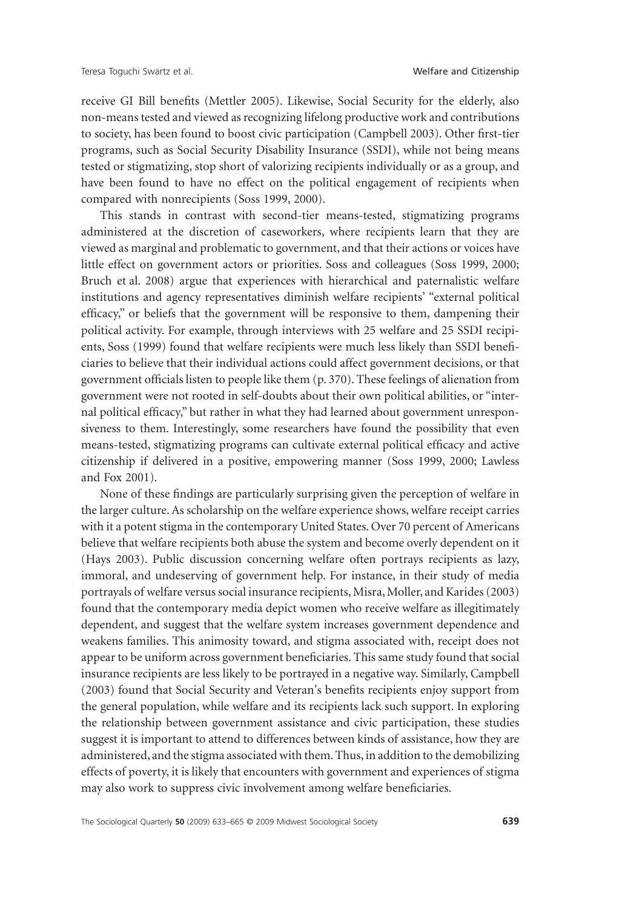receive GI Bill benefits (Mettler 2005). Likewise, Social Security for the elderly, also non-means tested and viewed as recognizing lifelong productive work and contributions to society, has been found to boost civic participation (Campbell 2003). Other first-tier programs, such as Social Security Disability Insurance (SSDI), while not being means tested or stigmatizing, stop short of valorizing recipients individually or as a group, and have been found to have no effect on the political engagement of recipients when compared with nonrecipients (Soss 1999, 2000).

This stands in contrast with second-tier means-tested, stigmatizing programs administered at the discretion of caseworkers, where recipients learn that they are viewed as marginal and problematic to government, and that their actions or voices have little effect on government actors or priorities. Soss and colleagues (Soss 1999, 2000; Bruch et al. 2008) argue that experiences with hierarchical and paternalistic welfare institutions and agency representatives diminish welfare recipients' "external political efficacy," or beliefs that the government will be responsive to them, dampening their political activity. For example, through interviews with 25 welfare and 25 SSDI recipients, Soss (1999) found that welfare recipients were much less likely than SSDI beneficiaries to believe that their individual actions could affect government decisions, or that government officials listen to people like them (p. 370). These feelings of alienation from government were not rooted in self-doubts about their own political abilities, or "internal political efficacy," but rather in what they had learned about government unresponsiveness to them. Interestingly, some researchers have found the possibility that even means-tested, stigmatizing programs can cultivate external political efficacy and active citizenship if delivered in a positive, empowering manner (Soss 1999, 2000; Lawless and Fox 2001).

None of these findings are particularly surprising given the perception of welfare in the larger culture. As scholarship on the welfare experience shows, welfare receipt carries with it a potent stigma in the contemporary United States. Over 70 percent of Americans believe that welfare recipients both abuse the system and become overly dependent on it (Hays 2003). Public discussion concerning welfare often portrays recipients as lazy, immoral, and undeserving of government help. For instance, in their study of media portrayals of welfare versus social insurance recipients, Misra, Moller, and Karides (2003) found that the contemporary media depict women who receive welfare as illegitimately dependent, and suggest that the welfare system increases government dependence and weakens families. This animosity toward, and stigma associated with, receipt does not appear to be uniform across government beneficiaries. This same study found that social insurance recipients are less likely to be portrayed in a negative way. Similarly, Campbell (2003) found that Social Security and Veteran's benefits recipients enjoy support from the general population, while welfare and its recipients lack such support. In exploring the relationship between government assistance and civic participation, these studies suggest it is important to attend to differences between kinds of assistance, how they are administered, and the stigma associated with them. Thus, in addition to the demobilizing effects of poverty, it is likely that encounters with government and experiences of stigma may also work to suppress civic involvement among welfare beneficiaries.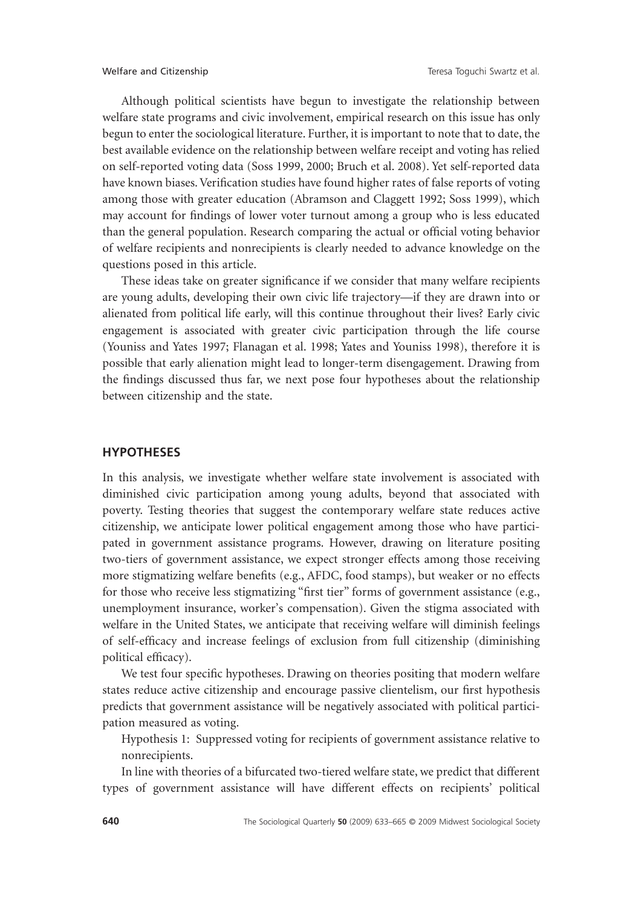Although political scientists have begun to investigate the relationship between welfare state programs and civic involvement, empirical research on this issue has only begun to enter the sociological literature. Further, it is important to note that to date, the best available evidence on the relationship between welfare receipt and voting has relied on self-reported voting data (Soss 1999, 2000; Bruch et al. 2008). Yet self-reported data have known biases. Verification studies have found higher rates of false reports of voting among those with greater education (Abramson and Claggett 1992; Soss 1999), which may account for findings of lower voter turnout among a group who is less educated than the general population. Research comparing the actual or official voting behavior of welfare recipients and nonrecipients is clearly needed to advance knowledge on the questions posed in this article.

These ideas take on greater significance if we consider that many welfare recipients are young adults, developing their own civic life trajectory—if they are drawn into or alienated from political life early, will this continue throughout their lives? Early civic engagement is associated with greater civic participation through the life course (Youniss and Yates 1997; Flanagan et al. 1998; Yates and Youniss 1998), therefore it is possible that early alienation might lead to longer-term disengagement. Drawing from the findings discussed thus far, we next pose four hypotheses about the relationship between citizenship and the state.

## HYPOTHESES

In this analysis, we investigate whether welfare state involvement is associated with diminished civic participation among young adults, beyond that associated with poverty. Testing theories that suggest the contemporary welfare state reduces active citizenship, we anticipate lower political engagement among those who have participated in government assistance programs. However, drawing on literature positing two-tiers of government assistance, we expect stronger effects among those receiving more stigmatizing welfare benefits (e.g., AFDC, food stamps), but weaker or no effects for those who receive less stigmatizing "first tier" forms of government assistance (e.g., unemployment insurance, worker's compensation). Given the stigma associated with welfare in the United States, we anticipate that receiving welfare will diminish feelings of self-efficacy and increase feelings of exclusion from full citizenship (diminishing political efficacy).

We test four specific hypotheses. Drawing on theories positing that modern welfare states reduce active citizenship and encourage passive clientelism, our first hypothesis predicts that government assistance will be negatively associated with political participation measured as voting.

Hypothesis 1: Suppressed voting for recipients of government assistance relative to nonrecipients.

In line with theories of a bifurcated two-tiered welfare state, we predict that different types of government assistance will have different effects on recipients' political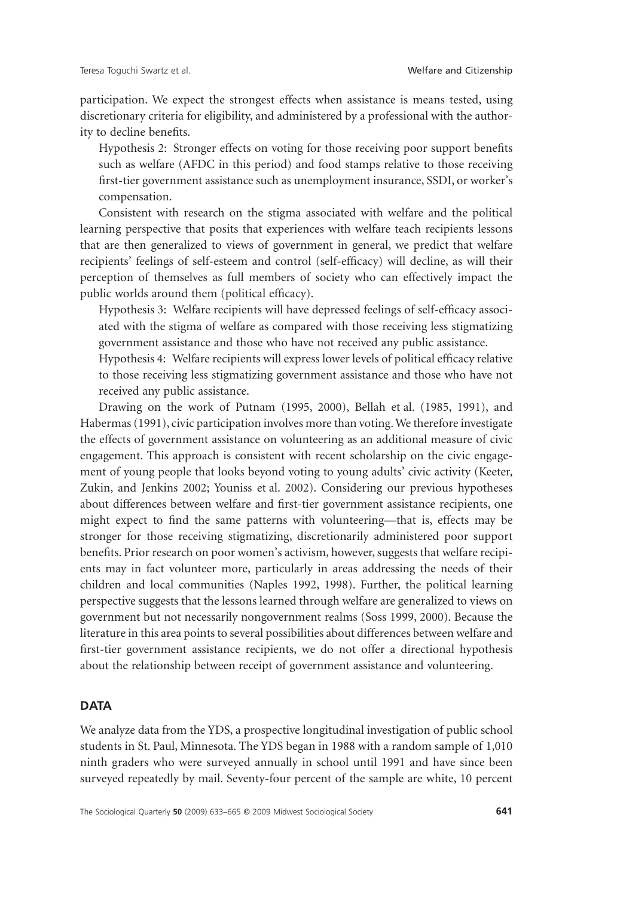participation. We expect the strongest effects when assistance is means tested, using discretionary criteria for eligibility, and administered by a professional with the authority to decline benefits.

Hypothesis 2: Stronger effects on voting for those receiving poor support benefits such as welfare (AFDC in this period) and food stamps relative to those receiving first-tier government assistance such as unemployment insurance, SSDI, or worker's compensation.

Consistent with research on the stigma associated with welfare and the political learning perspective that posits that experiences with welfare teach recipients lessons that are then generalized to views of government in general, we predict that welfare recipients' feelings of self-esteem and control (self-efficacy) will decline, as will their perception of themselves as full members of society who can effectively impact the public worlds around them (political efficacy).

Hypothesis 3: Welfare recipients will have depressed feelings of self-efficacy associated with the stigma of welfare as compared with those receiving less stigmatizing government assistance and those who have not received any public assistance.

Hypothesis 4: Welfare recipients will express lower levels of political efficacy relative to those receiving less stigmatizing government assistance and those who have not received any public assistance.

Drawing on the work of Putnam (1995, 2000), Bellah et al. (1985, 1991), and Habermas (1991), civic participation involves more than voting. We therefore investigate the effects of government assistance on volunteering as an additional measure of civic engagement. This approach is consistent with recent scholarship on the civic engagement of young people that looks beyond voting to young adults' civic activity (Keeter, Zukin, and Jenkins 2002; Youniss et al. 2002). Considering our previous hypotheses about differences between welfare and first-tier government assistance recipients, one might expect to find the same patterns with volunteering—that is, effects may be stronger for those receiving stigmatizing, discretionarily administered poor support benefits. Prior research on poor women's activism, however, suggests that welfare recipients may in fact volunteer more, particularly in areas addressing the needs of their children and local communities (Naples 1992, 1998). Further, the political learning perspective suggests that the lessons learned through welfare are generalized to views on government but not necessarily nongovernment realms (Soss 1999, 2000). Because the literature in this area points to several possibilities about differences between welfare and first-tier government assistance recipients, we do not offer a directional hypothesis about the relationship between receipt of government assistance and volunteering.

## DATA

We analyze data from the YDS, a prospective longitudinal investigation of public school students in St. Paul, Minnesota. The YDS began in 1988 with a random sample of 1,010 ninth graders who were surveyed annually in school until 1991 and have since been surveyed repeatedly by mail. Seventy-four percent of the sample are white, 10 percent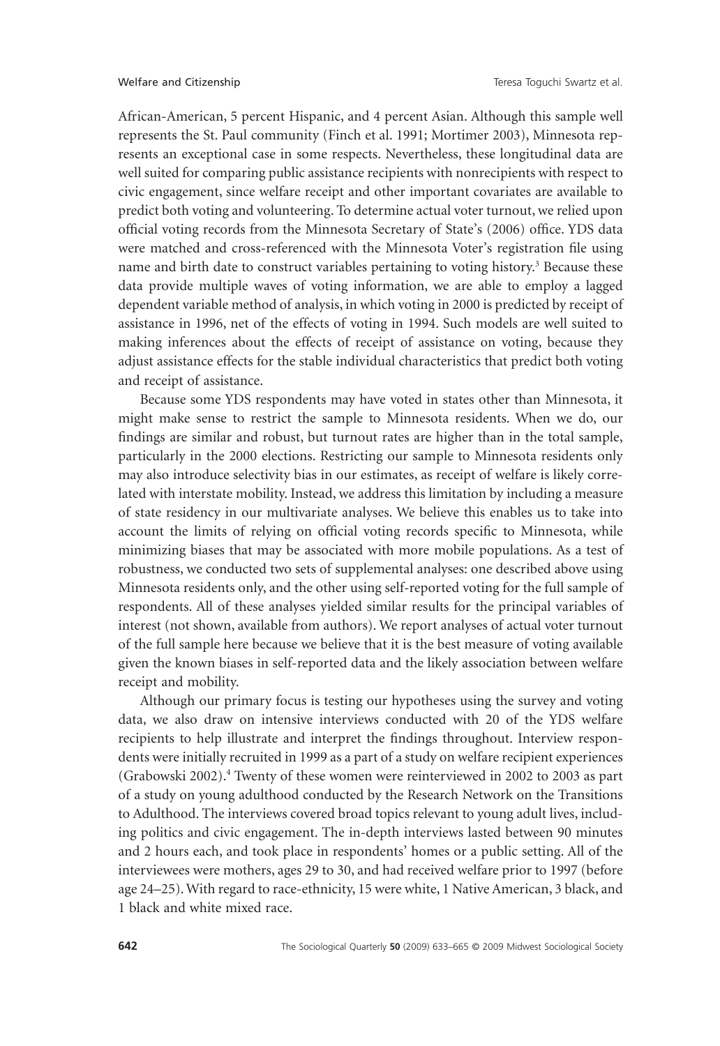African-American, 5 percent Hispanic, and 4 percent Asian. Although this sample well represents the St. Paul community (Finch et al. 1991; Mortimer 2003), Minnesota represents an exceptional case in some respects. Nevertheless, these longitudinal data are well suited for comparing public assistance recipients with nonrecipients with respect to civic engagement, since welfare receipt and other important covariates are available to predict both voting and volunteering. To determine actual voter turnout, we relied upon official voting records from the Minnesota Secretary of State's (2006) office. YDS data were matched and cross-referenced with the Minnesota Voter's registration file using name and birth date to construct variables pertaining to voting history.[3] Because these data provide multiple waves of voting information, we are able to employ a lagged dependent variable method of analysis, in which voting in 2000 is predicted by receipt of assistance in 1996, net of the effects of voting in 1994. Such models are well suited to making inferences about the effects of receipt of assistance on voting, because they adjust assistance effects for the stable individual characteristics that predict both voting and receipt of assistance.

Because some YDS respondents may have voted in states other than Minnesota, it might make sense to restrict the sample to Minnesota residents. When we do, our findings are similar and robust, but turnout rates are higher than in the total sample, particularly in the 2000 elections. Restricting our sample to Minnesota residents only may also introduce selectivity bias in our estimates, as receipt of welfare is likely correlated with interstate mobility. Instead, we address this limitation by including a measure of state residency in our multivariate analyses. We believe this enables us to take into account the limits of relying on official voting records specific to Minnesota, while minimizing biases that may be associated with more mobile populations. As a test of robustness, we conducted two sets of supplemental analyses: one described above using Minnesota residents only, and the other using self-reported voting for the full sample of respondents. All of these analyses yielded similar results for the principal variables of interest (not shown, available from authors). We report analyses of actual voter turnout of the full sample here because we believe that it is the best measure of voting available given the known biases in self-reported data and the likely association between welfare receipt and mobility.

Although our primary focus is testing our hypotheses using the survey and voting data, we also draw on intensive interviews conducted with 20 of the YDS welfare recipients to help illustrate and interpret the findings throughout. Interview respondents were initially recruited in 1999 as a part of a study on welfare recipient experiences (Grabowski 2002).[4] Twenty of these women were reinterviewed in 2002 to 2003 as part of a study on young adulthood conducted by the Research Network on the Transitions to Adulthood. The interviews covered broad topics relevant to young adult lives, including politics and civic engagement. The in-depth interviews lasted between 90 minutes and 2 hours each, and took place in respondents' homes or a public setting. All of the interviewees were mothers, ages 29 to 30, and had received welfare prior to 1997 (before age 24–25). With regard to race-ethnicity, 15 were white, 1 Native American, 3 black, and 1 black and white mixed race.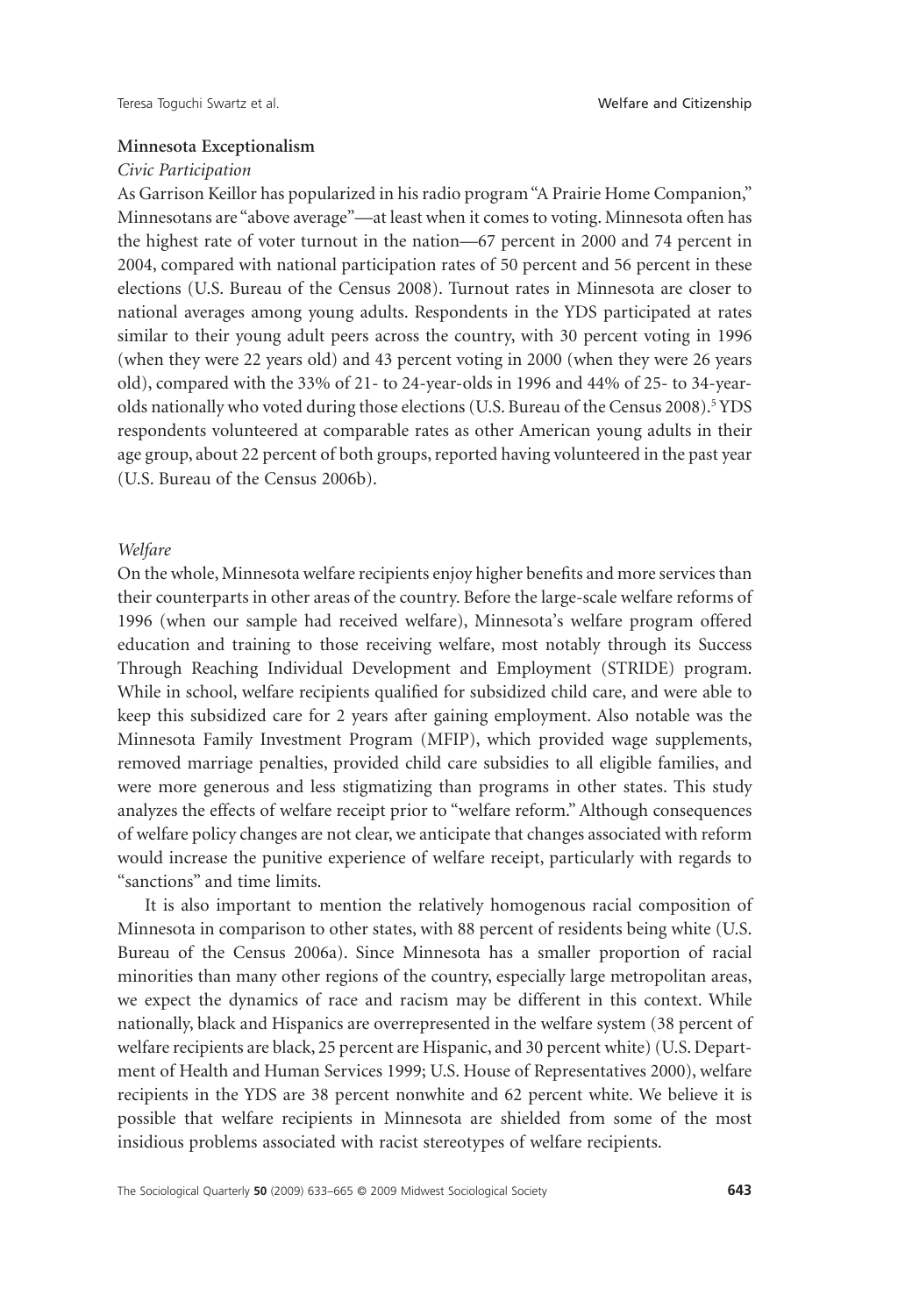### Minnesota Exceptionalism

#### *Civic Participation*

As Garrison Keillor has popularized in his radio program "A Prairie Home Companion," Minnesotans are "above average"—at least when it comes to voting. Minnesota often has the highest rate of voter turnout in the nation—67 percent in 2000 and 74 percent in 2004, compared with national participation rates of 50 percent and 56 percent in these elections (U.S. Bureau of the Census 2008). Turnout rates in Minnesota are closer to national averages among young adults. Respondents in the YDS participated at rates similar to their young adult peers across the country, with 30 percent voting in 1996 (when they were 22 years old) and 43 percent voting in 2000 (when they were 26 years old), compared with the 33% of 21- to 24-year-olds in 1996 and 44% of 25- to 34-year-olds nationally who voted during those elections (U.S. Bureau of the Census 2008).[5] YDS respondents volunteered at comparable rates as other American young adults in their age group, about 22 percent of both groups, reported having volunteered in the past year (U.S. Bureau of the Census 2006b).

#### *Welfare*

On the whole, Minnesota welfare recipients enjoy higher benefits and more services than their counterparts in other areas of the country. Before the large-scale welfare reforms of 1996 (when our sample had received welfare), Minnesota's welfare program offered education and training to those receiving welfare, most notably through its Success Through Reaching Individual Development and Employment (STRIDE) program. While in school, welfare recipients qualified for subsidized child care, and were able to keep this subsidized care for 2 years after gaining employment. Also notable was the Minnesota Family Investment Program (MFIP), which provided wage supplements, removed marriage penalties, provided child care subsidies to all eligible families, and were more generous and less stigmatizing than programs in other states. This study analyzes the effects of welfare receipt prior to "welfare reform." Although consequences of welfare policy changes are not clear, we anticipate that changes associated with reform would increase the punitive experience of welfare receipt, particularly with regards to "sanctions" and time limits.

It is also important to mention the relatively homogenous racial composition of Minnesota in comparison to other states, with 88 percent of residents being white (U.S. Bureau of the Census 2006a). Since Minnesota has a smaller proportion of racial minorities than many other regions of the country, especially large metropolitan areas, we expect the dynamics of race and racism may be different in this context. While nationally, black and Hispanics are overrepresented in the welfare system (38 percent of welfare recipients are black, 25 percent are Hispanic, and 30 percent white) (U.S. Department of Health and Human Services 1999; U.S. House of Representatives 2000), welfare recipients in the YDS are 38 percent nonwhite and 62 percent white. We believe it is possible that welfare recipients in Minnesota are shielded from some of the most insidious problems associated with racist stereotypes of welfare recipients.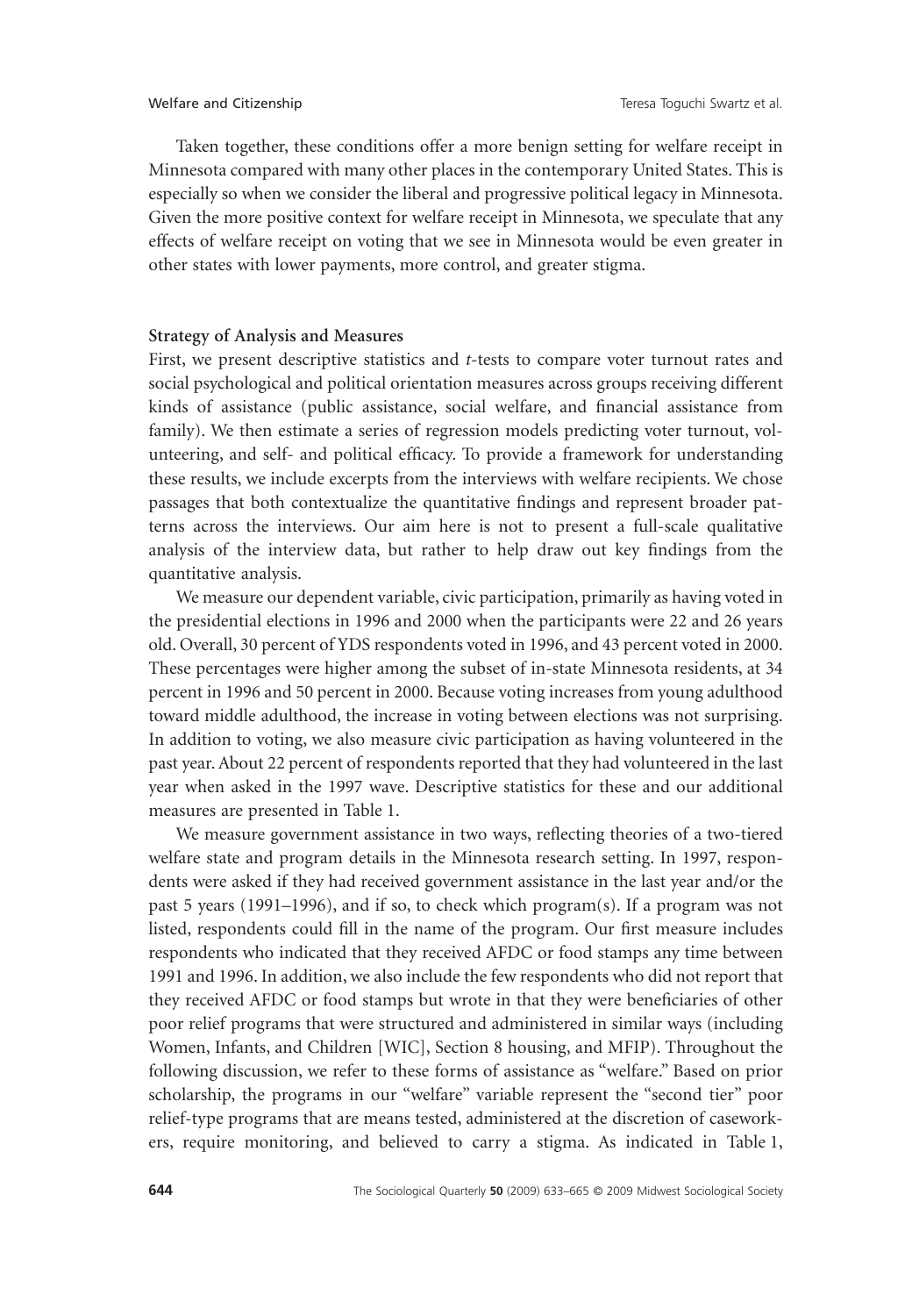Taken together, these conditions offer a more benign setting for welfare receipt in Minnesota compared with many other places in the contemporary United States. This is especially so when we consider the liberal and progressive political legacy in Minnesota. Given the more positive context for welfare receipt in Minnesota, we speculate that any effects of welfare receipt on voting that we see in Minnesota would be even greater in other states with lower payments, more control, and greater stigma.

**Strategy of Analysis and Measures**

First, we present descriptive statistics and *t*-tests to compare voter turnout rates and social psychological and political orientation measures across groups receiving different kinds of assistance (public assistance, social welfare, and financial assistance from family). We then estimate a series of regression models predicting voter turnout, volunteering, and self- and political efficacy. To provide a framework for understanding these results, we include excerpts from the interviews with welfare recipients. We chose passages that both contextualize the quantitative findings and represent broader patterns across the interviews. Our aim here is not to present a full-scale qualitative analysis of the interview data, but rather to help draw out key findings from the quantitative analysis.

We measure our dependent variable, civic participation, primarily as having voted in the presidential elections in 1996 and 2000 when the participants were 22 and 26 years old. Overall, 30 percent of YDS respondents voted in 1996, and 43 percent voted in 2000. These percentages were higher among the subset of in-state Minnesota residents, at 34 percent in 1996 and 50 percent in 2000. Because voting increases from young adulthood toward middle adulthood, the increase in voting between elections was not surprising. In addition to voting, we also measure civic participation as having volunteered in the past year. About 22 percent of respondents reported that they had volunteered in the last year when asked in the 1997 wave. Descriptive statistics for these and our additional measures are presented in Table 1.

We measure government assistance in two ways, reflecting theories of a two-tiered welfare state and program details in the Minnesota research setting. In 1997, respondents were asked if they had received government assistance in the last year and/or the past 5 years (1991–1996), and if so, to check which program(s). If a program was not listed, respondents could fill in the name of the program. Our first measure includes respondents who indicated that they received AFDC or food stamps any time between 1991 and 1996. In addition, we also include the few respondents who did not report that they received AFDC or food stamps but wrote in that they were beneficiaries of other poor relief programs that were structured and administered in similar ways (including Women, Infants, and Children [WIC], Section 8 housing, and MFIP). Throughout the following discussion, we refer to these forms of assistance as "welfare." Based on prior scholarship, the programs in our "welfare" variable represent the "second tier" poor relief-type programs that are means tested, administered at the discretion of caseworkers, require monitoring, and believed to carry a stigma. As indicated in Table 1,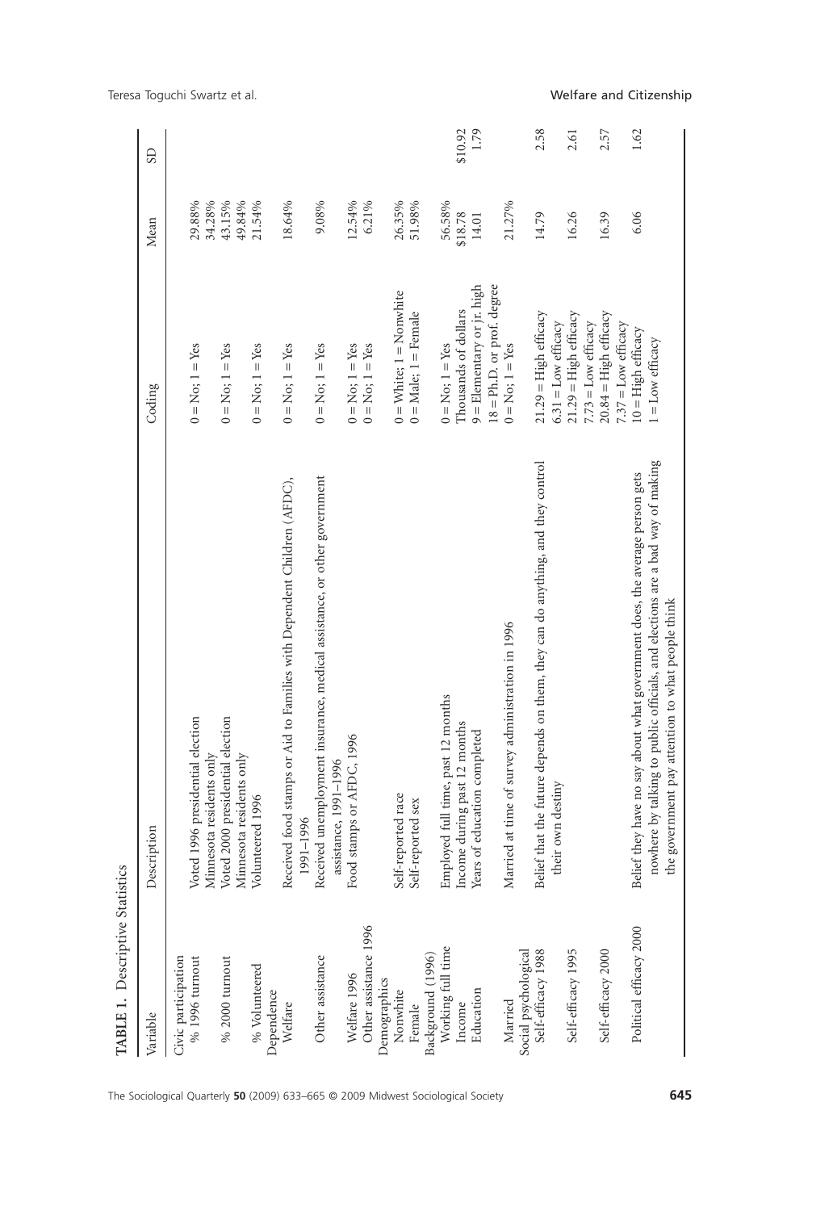**TABLE 1.** Descriptive Statistics

| Variable | Description | Coding | Mean | SD |
|---|---|---|---|---|
| Civic participation | | | | |
| % 1996 turnout | Voted 1996 presidential election | 0 = No; 1 = Yes | 29.88% | |
| | Minnesota residents only | | 34.28% | |
| % 2000 turnout | Voted 2000 presidential election | 0 = No; 1 = Yes | 43.15% | |
| | Minnesota residents only | | 49.84% | |
| % Volunteered | Volunteered 1996 | 0 = No; 1 = Yes | 21.54% | |
| Dependence | | | | |
| Welfare | Received food stamps or Aid to Families with Dependent Children (AFDC), 1991–1996 | 0 = No; 1 = Yes | 18.64% | |
| Other assistance | Received unemployment insurance, medical assistance, or other government assistance, 1991–1996 | 0 = No; 1 = Yes | 9.08% | |
| Welfare 1996 | Food stamps or AFDC, 1996 | 0 = No; 1 = Yes | 12.54% | |
| Other assistance 1996 | | 0 = No; 1 = Yes | 6.21% | |
| Demographics | | | | |
| Nonwhite | Self-reported race | 0 = White; 1 = Nonwhite | 26.35% | |
| Female | Self-reported sex | 0 = Male; 1 = Female | 51.98% | |
| Background (1996) | | | | |
| Working full time | Employed full time, past 12 months | 0 = No; 1 = Yes | 56.58% | |
| Income | Income during past 12 months | Thousands of dollars | \$18.78 | \$10.92 |
| Education | Years of education completed | 9 = Elementary or jr. high<br>18 = Ph.D. or prof. degree | 14.01 | 1.79 |
| Married | Married at time of survey administration in 1996 | 0 = No; 1 = Yes | 21.27% | |
| Social psychological | | | | |
| Self-efficacy 1988 | Belief that the future depends on them, they can do anything, and they control their own destiny | 21.29 = High efficacy<br>6.31 = Low efficacy | 14.79 | 2.58 |
| Self-efficacy 1995 | | 21.29 = High efficacy<br>7.73 = Low efficacy | 16.26 | 2.61 |
| Self-efficacy 2000 | | 20.84 = High efficacy<br>7.37 = Low efficacy | 16.39 | 2.57 |
| Political efficacy 2000 | Belief they have no say about what government does, the average person gets nowhere by talking to public officials, and elections are a bad way of making the government pay attention to what people think | 10 = High efficacy<br>1 = Low efficacy | 6.06 | 1.62 |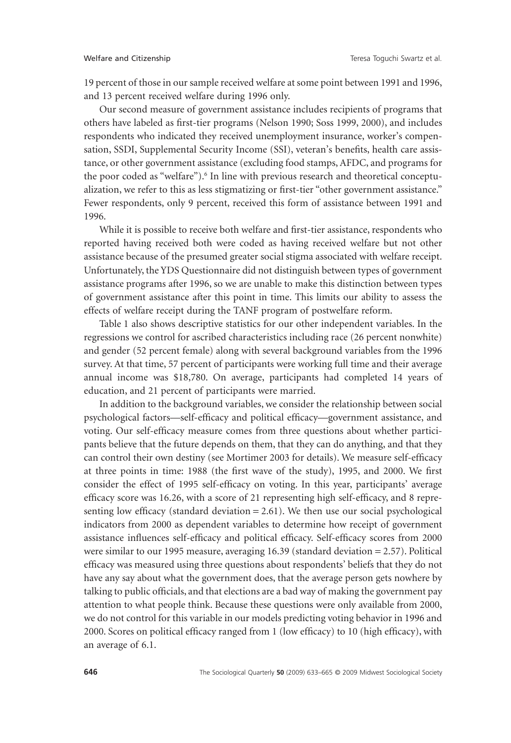19 percent of those in our sample received welfare at some point between 1991 and 1996, and 13 percent received welfare during 1996 only.

Our second measure of government assistance includes recipients of programs that others have labeled as first-tier programs (Nelson 1990; Soss 1999, 2000), and includes respondents who indicated they received unemployment insurance, worker's compensation, SSDI, Supplemental Security Income (SSI), veteran's benefits, health care assistance, or other government assistance (excluding food stamps, AFDC, and programs for the poor coded as "welfare").[6] In line with previous research and theoretical conceptualization, we refer to this as less stigmatizing or first-tier "other government assistance." Fewer respondents, only 9 percent, received this form of assistance between 1991 and 1996.

While it is possible to receive both welfare and first-tier assistance, respondents who reported having received both were coded as having received welfare but not other assistance because of the presumed greater social stigma associated with welfare receipt. Unfortunately, the YDS Questionnaire did not distinguish between types of government assistance programs after 1996, so we are unable to make this distinction between types of government assistance after this point in time. This limits our ability to assess the effects of welfare receipt during the TANF program of postwelfare reform.

Table 1 also shows descriptive statistics for our other independent variables. In the regressions we control for ascribed characteristics including race (26 percent nonwhite) and gender (52 percent female) along with several background variables from the 1996 survey. At that time, 57 percent of participants were working full time and their average annual income was $18,780. On average, participants had completed 14 years of education, and 21 percent of participants were married.

In addition to the background variables, we consider the relationship between social psychological factors—self-efficacy and political efficacy—government assistance, and voting. Our self-efficacy measure comes from three questions about whether participants believe that the future depends on them, that they can do anything, and that they can control their own destiny (see Mortimer 2003 for details). We measure self-efficacy at three points in time: 1988 (the first wave of the study), 1995, and 2000. We first consider the effect of 1995 self-efficacy on voting. In this year, participants' average efficacy score was 16.26, with a score of 21 representing high self-efficacy, and 8 representing low efficacy (standard deviation = 2.61). We then use our social psychological indicators from 2000 as dependent variables to determine how receipt of government assistance influences self-efficacy and political efficacy. Self-efficacy scores from 2000 were similar to our 1995 measure, averaging 16.39 (standard deviation = 2.57). Political efficacy was measured using three questions about respondents' beliefs that they do not have any say about what the government does, that the average person gets nowhere by talking to public officials, and that elections are a bad way of making the government pay attention to what people think. Because these questions were only available from 2000, we do not control for this variable in our models predicting voting behavior in 1996 and 2000. Scores on political efficacy ranged from 1 (low efficacy) to 10 (high efficacy), with an average of 6.1.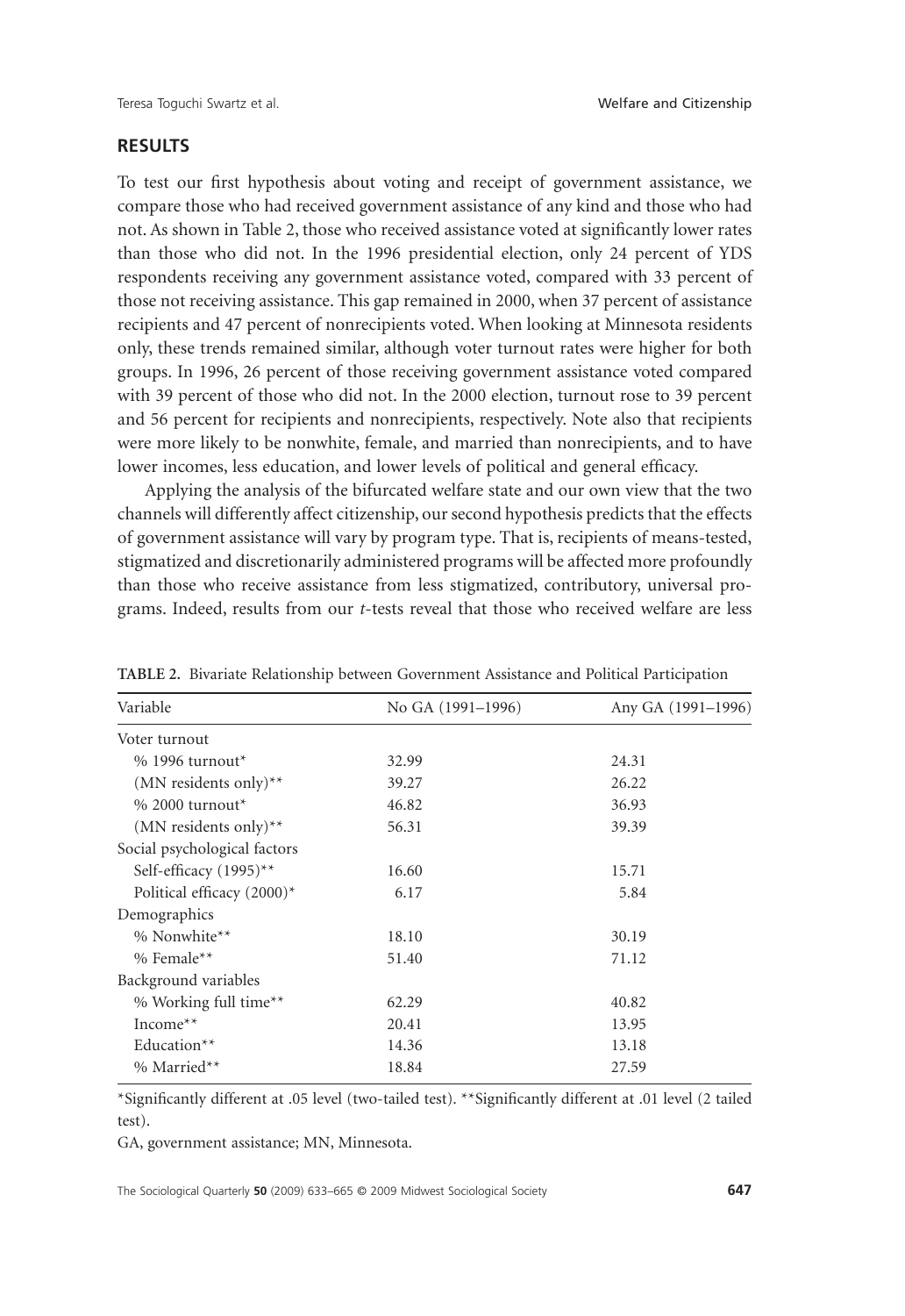## RESULTS

To test our first hypothesis about voting and receipt of government assistance, we compare those who had received government assistance of any kind and those who had not. As shown in Table 2, those who received assistance voted at significantly lower rates than those who did not. In the 1996 presidential election, only 24 percent of YDS respondents receiving any government assistance voted, compared with 33 percent of those not receiving assistance. This gap remained in 2000, when 37 percent of assistance recipients and 47 percent of nonrecipients voted. When looking at Minnesota residents only, these trends remained similar, although voter turnout rates were higher for both groups. In 1996, 26 percent of those receiving government assistance voted compared with 39 percent of those who did not. In the 2000 election, turnout rose to 39 percent and 56 percent for recipients and nonrecipients, respectively. Note also that recipients were more likely to be nonwhite, female, and married than nonrecipients, and to have lower incomes, less education, and lower levels of political and general efficacy.

Applying the analysis of the bifurcated welfare state and our own view that the two channels will differently affect citizenship, our second hypothesis predicts that the effects of government assistance will vary by program type. That is, recipients of means-tested, stigmatized and discretionarily administered programs will be affected more profoundly than those who receive assistance from less stigmatized, contributory, universal programs. Indeed, results from our *t*-tests reveal that those who received welfare are less

**TABLE 2.** Bivariate Relationship between Government Assistance and Political Participation

| Variable | No GA (1991–1996) | Any GA (1991–1996) |
|---|---|---|
| Voter turnout | | |
| % 1996 turnout* | 32.99 | 24.31 |
| (MN residents only)** | 39.27 | 26.22 |
| % 2000 turnout* | 46.82 | 36.93 |
| (MN residents only)** | 56.31 | 39.39 |
| Social psychological factors | | |
| Self-efficacy (1995)** | 16.60 | 15.71 |
| Political efficacy (2000)* | 6.17 | 5.84 |
| Demographics | | |
| % Nonwhite** | 18.10 | 30.19 |
| % Female** | 51.40 | 71.12 |
| Background variables | | |
| % Working full time** | 62.29 | 40.82 |
| Income** | 20.41 | 13.95 |
| Education** | 14.36 | 13.18 |
| % Married** | 18.84 | 27.59 |

*Significantly different at .05 level (two-tailed test). **Significantly different at .01 level (2 tailed test).

GA, government assistance; MN, Minnesota.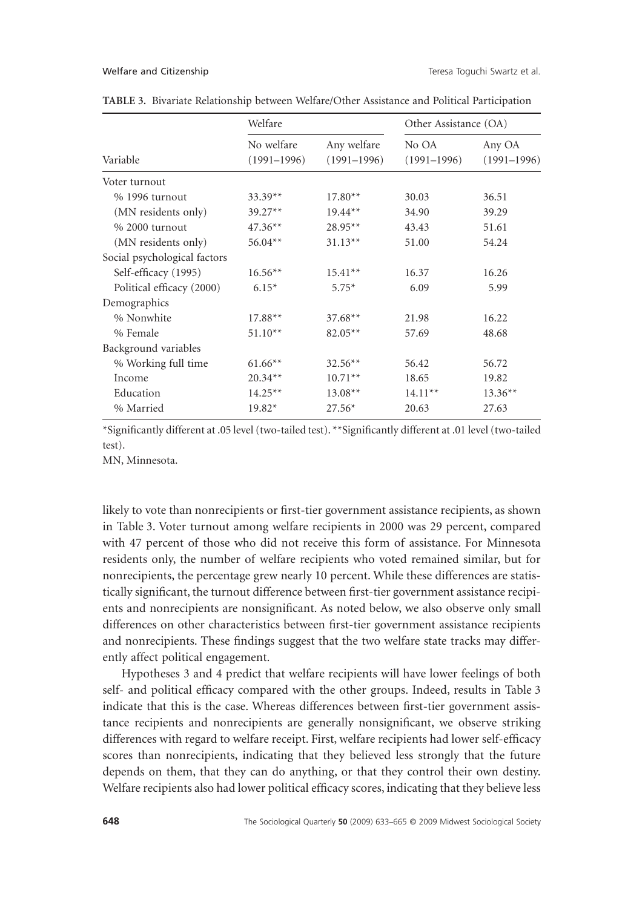**TABLE 3.** Bivariate Relationship between Welfare/Other Assistance and Political Participation

| Variable | Welfare | | Other Assistance (OA) | |
|---|---|---|---|---|
| | No welfare (1991–1996) | Any welfare (1991–1996) | No OA (1991–1996) | Any OA (1991–1996) |
| Voter turnout | | | | |
| % 1996 turnout | 33.39** | 17.80** | 30.03 | 36.51 |
| (MN residents only) | 39.27** | 19.44** | 34.90 | 39.29 |
| % 2000 turnout | 47.36** | 28.95** | 43.43 | 51.61 |
| (MN residents only) | 56.04** | 31.13** | 51.00 | 54.24 |
| Social psychological factors | | | | |
| Self-efficacy (1995) | 16.56** | 15.41** | 16.37 | 16.26 |
| Political efficacy (2000) | 6.15* | 5.75* | 6.09 | 5.99 |
| Demographics | | | | |
| % Nonwhite | 17.88** | 37.68** | 21.98 | 16.22 |
| % Female | 51.10** | 82.05** | 57.69 | 48.68 |
| Background variables | | | | |
| % Working full time | 61.66** | 32.56** | 56.42 | 56.72 |
| Income | 20.34** | 10.71** | 18.65 | 19.82 |
| Education | 14.25** | 13.08** | 14.11** | 13.36** |
| % Married | 19.82* | 27.56* | 20.63 | 27.63 |

*Significantly different at .05 level (two-tailed test). **Significantly different at .01 level (two-tailed test).

MN, Minnesota.

likely to vote than nonrecipients or first-tier government assistance recipients, as shown in Table 3. Voter turnout among welfare recipients in 2000 was 29 percent, compared with 47 percent of those who did not receive this form of assistance. For Minnesota residents only, the number of welfare recipients who voted remained similar, but for nonrecipients, the percentage grew nearly 10 percent. While these differences are statistically significant, the turnout difference between first-tier government assistance recipients and nonrecipients are nonsignificant. As noted below, we also observe only small differences on other characteristics between first-tier government assistance recipients and nonrecipients. These findings suggest that the two welfare state tracks may differently affect political engagement.

Hypotheses 3 and 4 predict that welfare recipients will have lower feelings of both self- and political efficacy compared with the other groups. Indeed, results in Table 3 indicate that this is the case. Whereas differences between first-tier government assistance recipients and nonrecipients are generally nonsignificant, we observe striking differences with regard to welfare receipt. First, welfare recipients had lower self-efficacy scores than nonrecipients, indicating that they believed less strongly that the future depends on them, that they can do anything, or that they control their own destiny. Welfare recipients also had lower political efficacy scores, indicating that they believe less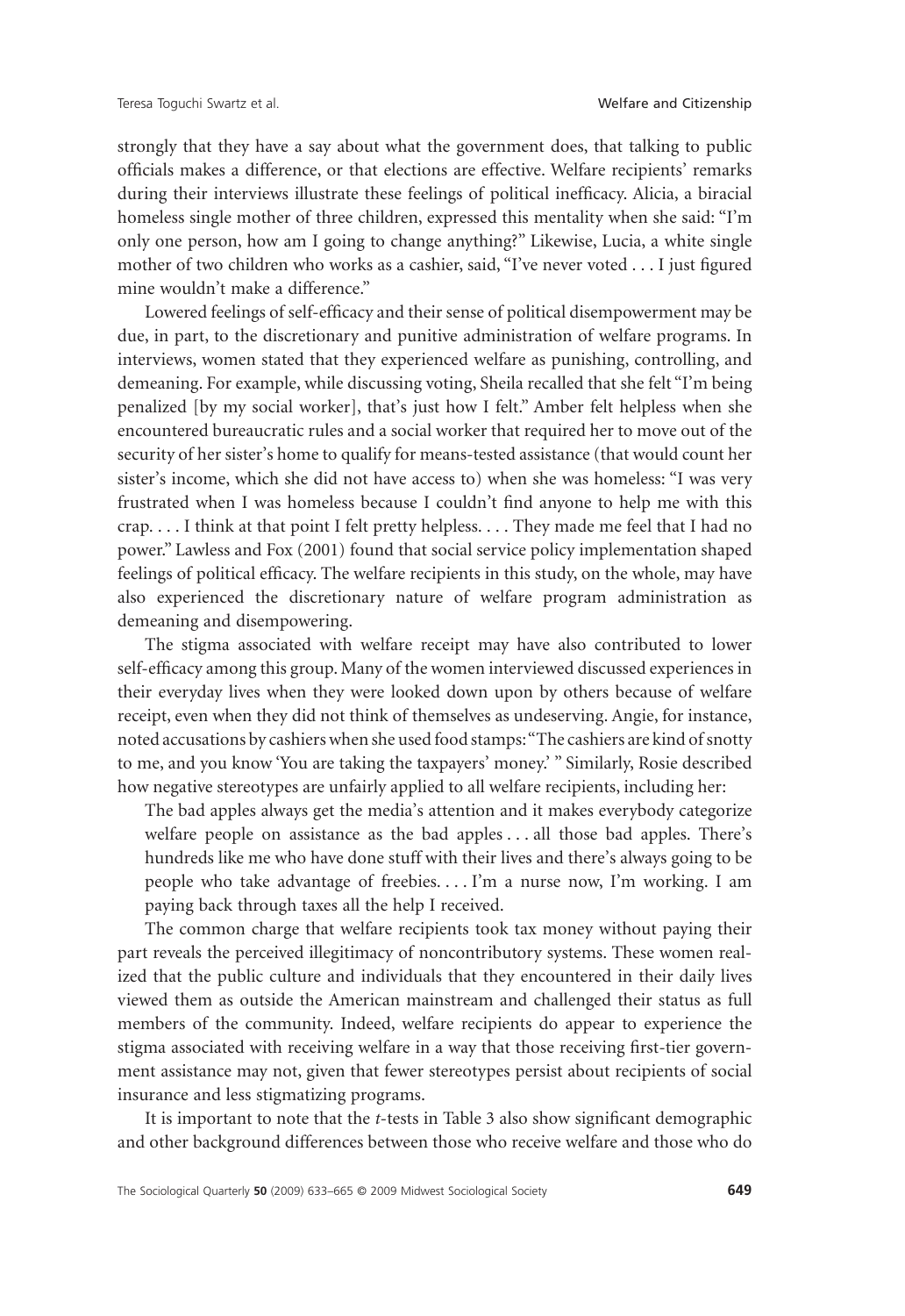strongly that they have a say about what the government does, that talking to public officials makes a difference, or that elections are effective. Welfare recipients' remarks during their interviews illustrate these feelings of political inefficacy. Alicia, a biracial homeless single mother of three children, expressed this mentality when she said: "I'm only one person, how am I going to change anything?" Likewise, Lucia, a white single mother of two children who works as a cashier, said, "I've never voted . . . I just figured mine wouldn't make a difference."

Lowered feelings of self-efficacy and their sense of political disempowerment may be due, in part, to the discretionary and punitive administration of welfare programs. In interviews, women stated that they experienced welfare as punishing, controlling, and demeaning. For example, while discussing voting, Sheila recalled that she felt "I'm being penalized [by my social worker], that's just how I felt." Amber felt helpless when she encountered bureaucratic rules and a social worker that required her to move out of the security of her sister's home to qualify for means-tested assistance (that would count her sister's income, which she did not have access to) when she was homeless: "I was very frustrated when I was homeless because I couldn't find anyone to help me with this crap. . . . I think at that point I felt pretty helpless. . . . They made me feel that I had no power." Lawless and Fox (2001) found that social service policy implementation shaped feelings of political efficacy. The welfare recipients in this study, on the whole, may have also experienced the discretionary nature of welfare program administration as demeaning and disempowering.

The stigma associated with welfare receipt may have also contributed to lower self-efficacy among this group. Many of the women interviewed discussed experiences in their everyday lives when they were looked down upon by others because of welfare receipt, even when they did not think of themselves as undeserving. Angie, for instance, noted accusations by cashiers when she used food stamps: "The cashiers are kind of snotty to me, and you know 'You are taking the taxpayers' money.' " Similarly, Rosie described how negative stereotypes are unfairly applied to all welfare recipients, including her:

> The bad apples always get the media's attention and it makes everybody categorize welfare people on assistance as the bad apples . . . all those bad apples. There's hundreds like me who have done stuff with their lives and there's always going to be people who take advantage of freebies. . . . I'm a nurse now, I'm working. I am paying back through taxes all the help I received.

The common charge that welfare recipients took tax money without paying their part reveals the perceived illegitimacy of noncontributory systems. These women realized that the public culture and individuals that they encountered in their daily lives viewed them as outside the American mainstream and challenged their status as full members of the community. Indeed, welfare recipients do appear to experience the stigma associated with receiving welfare in a way that those receiving first-tier government assistance may not, given that fewer stereotypes persist about recipients of social insurance and less stigmatizing programs.

It is important to note that the *t*-tests in Table 3 also show significant demographic and other background differences between those who receive welfare and those who do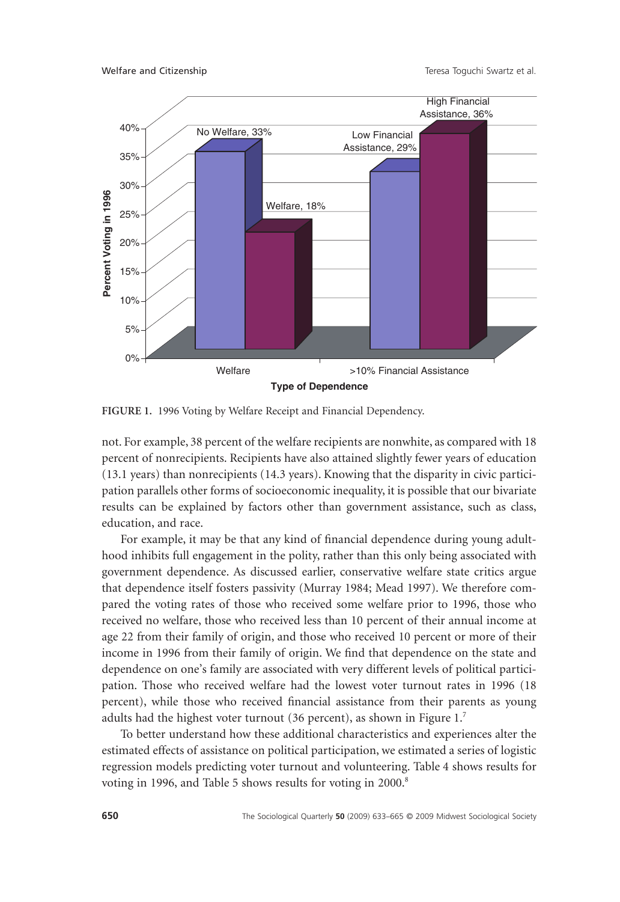FIGURE 1. 1996 Voting by Welfare Receipt and Financial Dependency.

not. For example, 38 percent of the welfare recipients are nonwhite, as compared with 18 percent of nonrecipients. Recipients have also attained slightly fewer years of education (13.1 years) than nonrecipients (14.3 years). Knowing that the disparity in civic participation parallels other forms of socioeconomic inequality, it is possible that our bivariate results can be explained by factors other than government assistance, such as class, education, and race.

For example, it may be that any kind of financial dependence during young adulthood inhibits full engagement in the polity, rather than this only being associated with government dependence. As discussed earlier, conservative welfare state critics argue that dependence itself fosters passivity (Murray 1984; Mead 1997). We therefore compared the voting rates of those who received some welfare prior to 1996, those who received no welfare, those who received less than 10 percent of their annual income at age 22 from their family of origin, and those who received 10 percent or more of their income in 1996 from their family of origin. We find that dependence on the state and dependence on one's family are associated with very different levels of political participation. Those who received welfare had the lowest voter turnout rates in 1996 (18 percent), while those who received financial assistance from their parents as young adults had the highest voter turnout (36 percent), as shown in Figure 1.[7]

To better understand how these additional characteristics and experiences alter the estimated effects of assistance on political participation, we estimated a series of logistic regression models predicting voter turnout and volunteering. Table 4 shows results for voting in 1996, and Table 5 shows results for voting in 2000.[8]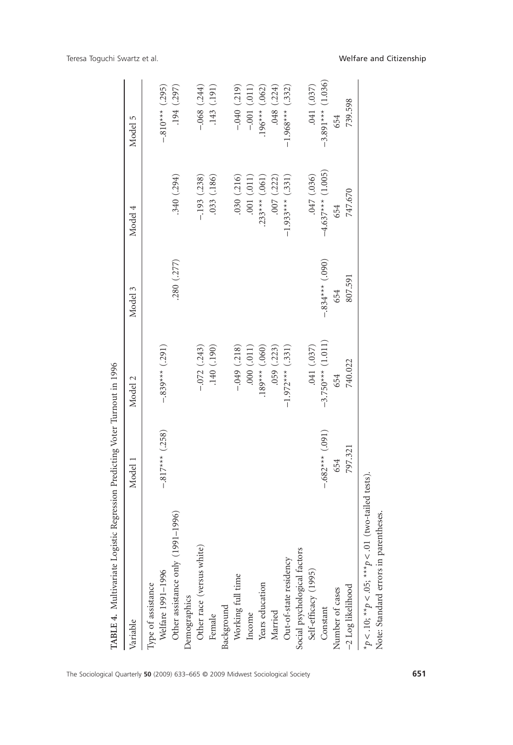**TABLE 4.** Multivariate Logistic Regression Predicting Voter Turnout in 1996

| Variable | Model 1 | Model 2 | Model 3 | Model 4 | Model 5 |
|---|---|---|---|---|---|
| Type of assistance | | | | | |
| Welfare 1991–1996 | −.817*** (.258) | −.839*** (.291) | | | −.810*** (.295) |
| Other assistance only (1991–1996) | | | .280 (.277) | .340 (.294) | .194 (.297) |
| Demographics | | | | | |
| Other race (versus white) | | −.072 (.243) | | −.193 (.238) | −.068 (.244) |
| Female | | .140 (.190) | | .033 (.186) | .143 (.191) |
| Background | | | | | |
| Working full time | | −.049 (.218) | | .030 (.216) | −.040 (.219) |
| Income | | .000 (.011) | | .001 (.011) | −.001 (.011) |
| Years education | | .189*** (.060) | | .233*** (.061) | .196*** (.062) |
| Married | | .059 (.223) | | .007 (.222) | .048 (.224) |
| Out-of-state residency | | −1.972*** (.331) | | −1.933*** (.331) | −1.968*** (.332) |
| Social psychological factors | | | | | |
| Self-efficacy (1995) | | .041 (.037) | | .047 (.036) | .041 (.037) |
| Constant | −.682*** (.091) | −3.750*** (1.011) | −.834*** (.090) | −4.637*** (1.005) | −3.891*** (1.036) |
| Number of cases | 654 | 654 | 654 | 654 | 654 |
| −2 Log likelihood | 797.321 | 740.022 | 807.591 | 747.670 | 739.598 |

$*p < .10$; $**p < .05$; $***p < .01$ (two-tailed tests).

Note: Standard errors in parentheses.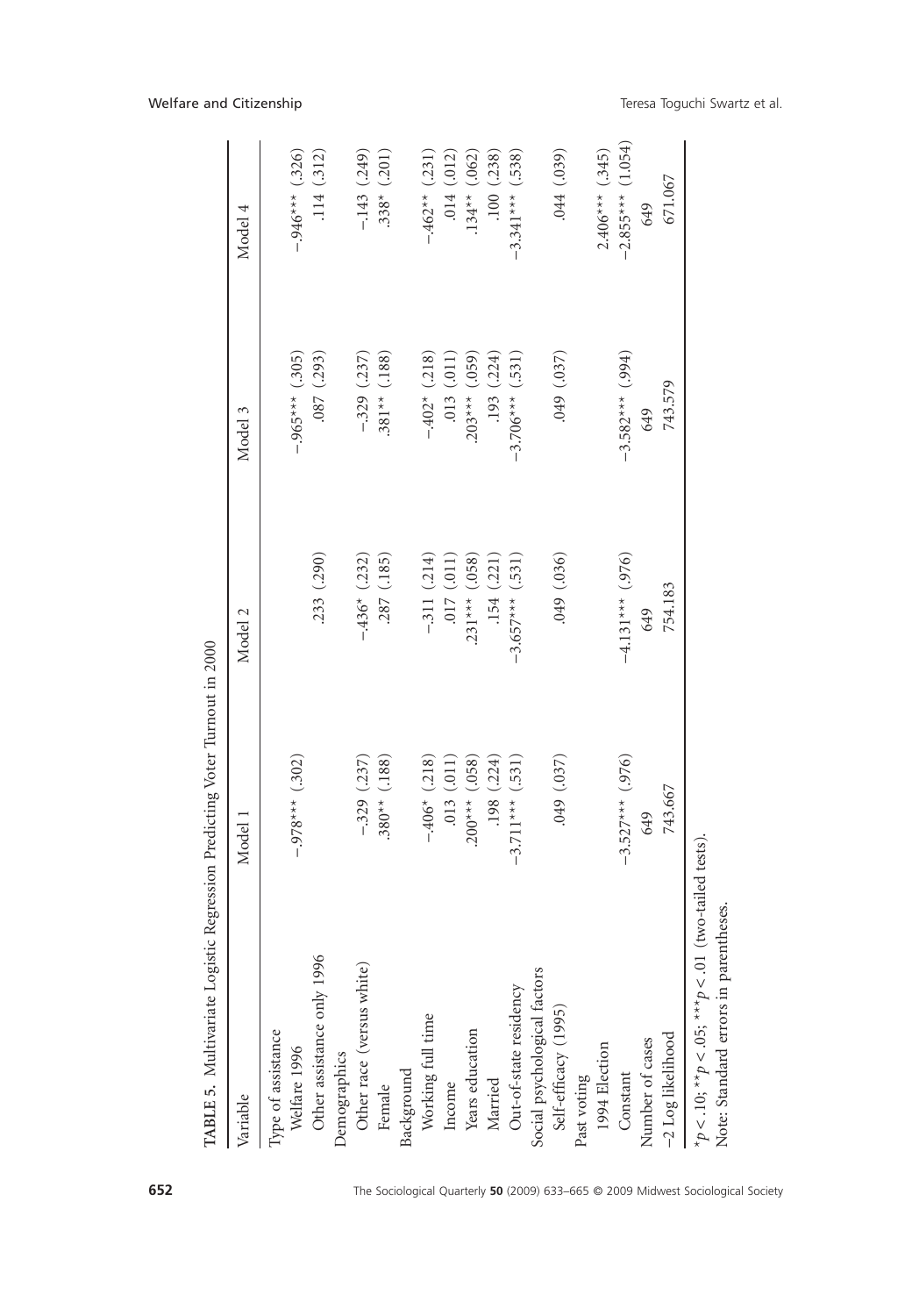**TABLE 5.** Multivariate Logistic Regression Predicting Voter Turnout in 2000

| Variable | Model 1 | Model 2 | Model 3 | Model 4 |
|---|---|---|---|---|
| Type of assistance | | | | |
| Welfare 1996 | −.978*** (.302) | | −.965*** (.305) | −.946*** (.326) |
| Other assistance only 1996 | | .233 (.290) | .087 (.293) | .114 (.312) |
| Demographics | | | | |
| Other race (versus white) | −.329 (.237) | −.436* (.232) | −.329 (.237) | −.143 (.249) |
| Female | .380** (.188) | .287 (.185) | .381** (.188) | .338* (.201) |
| Background | | | | |
| Working full time | −.406* (.218) | −.311 (.214) | −.402* (.218) | −.462** (.231) |
| Income | .013 (.011) | .017 (.011) | .013 (.011) | .014 (.012) |
| Years education | .200*** (.058) | .231*** (.058) | .203*** (.059) | .134** (.062) |
| Married | .198 (.224) | .154 (.221) | .193 (.224) | .100 (.238) |
| Out-of-state residency | −3.711*** (.531) | −3.657*** (.531) | −3.706*** (.531) | −3.341*** (.538) |
| Social psychological factors | | | | |
| Self-efficacy (1995) | .049 (.037) | .049 (.036) | .049 (.037) | .044 (.039) |
| Past voting | | | | |
| 1994 Election | | | | 2.406*** (.345) |
| Constant | −3.527*** (.976) | −4.131*** (.976) | −3.582*** (.994) | −2.855*** (1.054) |
| Number of cases | 649 | 649 | 649 | 649 |
| −2 Log likelihood | 743.667 | 754.183 | 743.579 | 671.067 |

*$p < .10$; **$p < .05$; ***$p < .01$ (two-tailed tests).

Note: Standard errors in parentheses.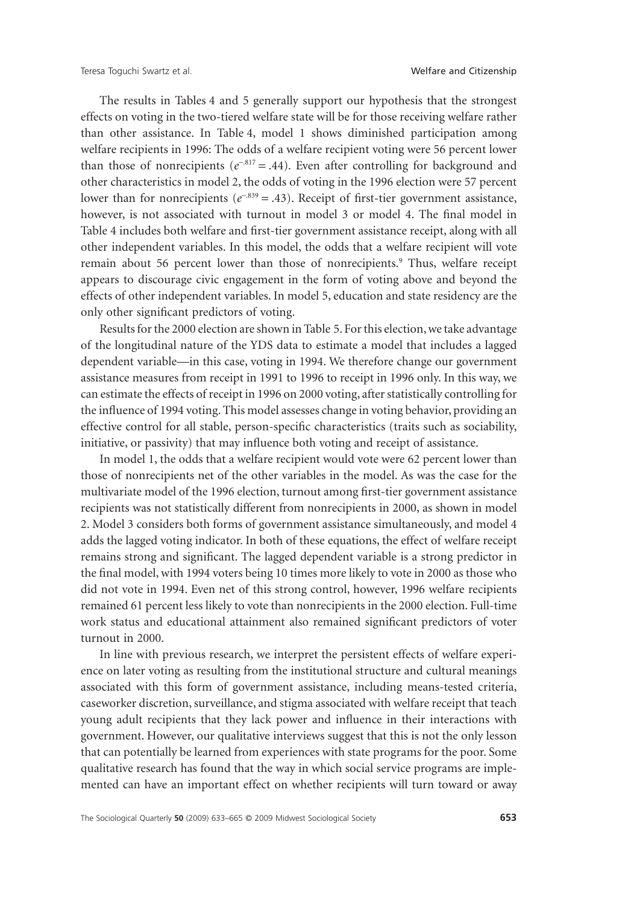The results in Tables 4 and 5 generally support our hypothesis that the strongest effects on voting in the two-tiered welfare state will be for those receiving welfare rather than other assistance. In Table 4, model 1 shows diminished participation among welfare recipients in 1996: The odds of a welfare recipient voting were 56 percent lower than those of nonrecipients ($e^{-.817} = .44$). Even after controlling for background and other characteristics in model 2, the odds of voting in the 1996 election were 57 percent lower than for nonrecipients ($e^{-.839} = .43$). Receipt of first-tier government assistance, however, is not associated with turnout in model 3 or model 4. The final model in Table 4 includes both welfare and first-tier government assistance receipt, along with all other independent variables. In this model, the odds that a welfare recipient will vote remain about 56 percent lower than those of nonrecipients.[9] Thus, welfare receipt appears to discourage civic engagement in the form of voting above and beyond the effects of other independent variables. In model 5, education and state residency are the only other significant predictors of voting.

Results for the 2000 election are shown in Table 5. For this election, we take advantage of the longitudinal nature of the YDS data to estimate a model that includes a lagged dependent variable—in this case, voting in 1994. We therefore change our government assistance measures from receipt in 1991 to 1996 to receipt in 1996 only. In this way, we can estimate the effects of receipt in 1996 on 2000 voting, after statistically controlling for the influence of 1994 voting. This model assesses change in voting behavior, providing an effective control for all stable, person-specific characteristics (traits such as sociability, initiative, or passivity) that may influence both voting and receipt of assistance.

In model 1, the odds that a welfare recipient would vote were 62 percent lower than those of nonrecipients net of the other variables in the model. As was the case for the multivariate model of the 1996 election, turnout among first-tier government assistance recipients was not statistically different from nonrecipients in 2000, as shown in model 2. Model 3 considers both forms of government assistance simultaneously, and model 4 adds the lagged voting indicator. In both of these equations, the effect of welfare receipt remains strong and significant. The lagged dependent variable is a strong predictor in the final model, with 1994 voters being 10 times more likely to vote in 2000 as those who did not vote in 1994. Even net of this strong control, however, 1996 welfare recipients remained 61 percent less likely to vote than nonrecipients in the 2000 election. Full-time work status and educational attainment also remained significant predictors of voter turnout in 2000.

In line with previous research, we interpret the persistent effects of welfare experience on later voting as resulting from the institutional structure and cultural meanings associated with this form of government assistance, including means-tested criteria, caseworker discretion, surveillance, and stigma associated with welfare receipt that teach young adult recipients that they lack power and influence in their interactions with government. However, our qualitative interviews suggest that this is not the only lesson that can potentially be learned from experiences with state programs for the poor. Some qualitative research has found that the way in which social service programs are implemented can have an important effect on whether recipients will turn toward or away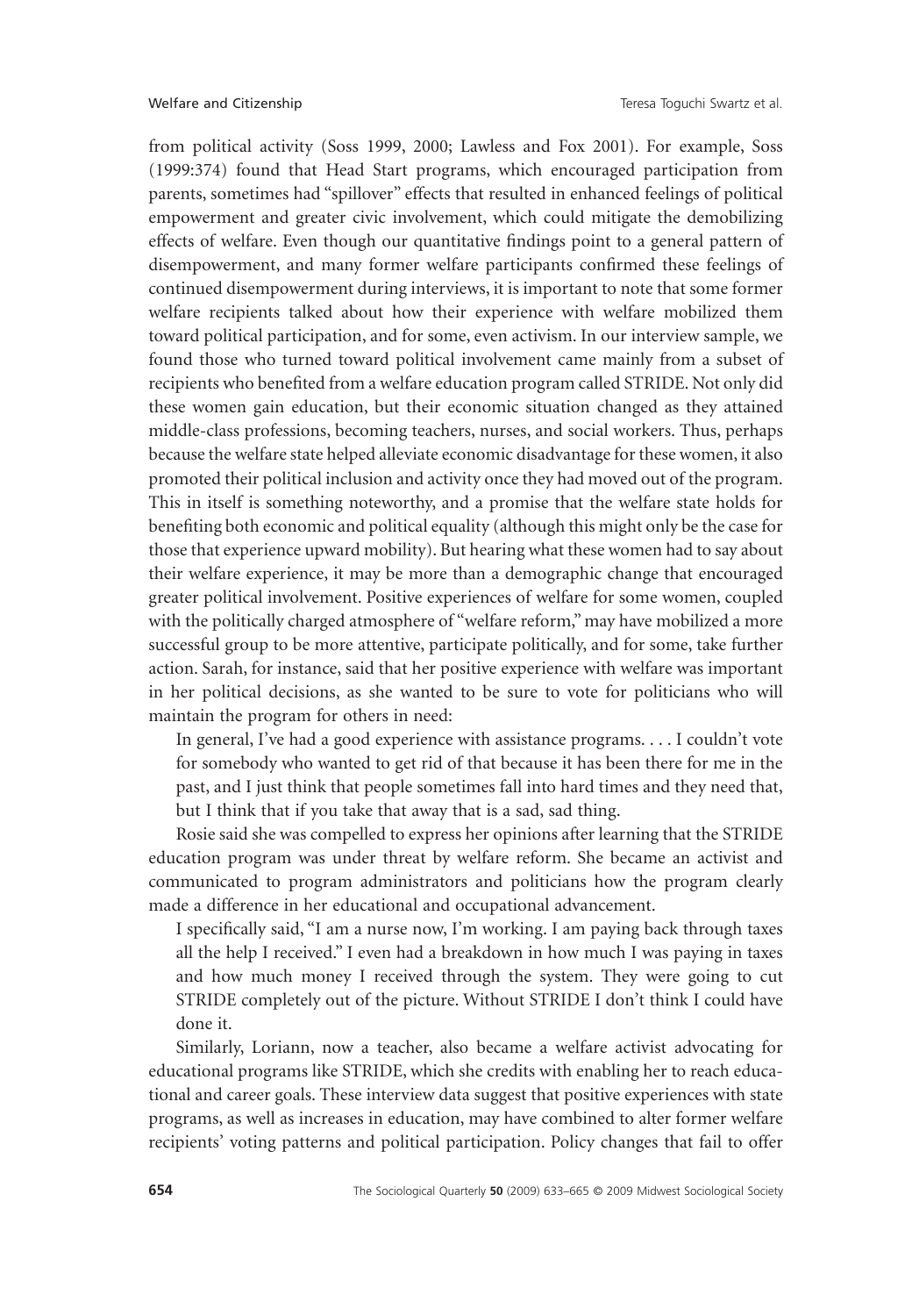from political activity (Soss 1999, 2000; Lawless and Fox 2001). For example, Soss (1999:374) found that Head Start programs, which encouraged participation from parents, sometimes had "spillover" effects that resulted in enhanced feelings of political empowerment and greater civic involvement, which could mitigate the demobilizing effects of welfare. Even though our quantitative findings point to a general pattern of disempowerment, and many former welfare participants confirmed these feelings of continued disempowerment during interviews, it is important to note that some former welfare recipients talked about how their experience with welfare mobilized them toward political participation, and for some, even activism. In our interview sample, we found those who turned toward political involvement came mainly from a subset of recipients who benefited from a welfare education program called STRIDE. Not only did these women gain education, but their economic situation changed as they attained middle-class professions, becoming teachers, nurses, and social workers. Thus, perhaps because the welfare state helped alleviate economic disadvantage for these women, it also promoted their political inclusion and activity once they had moved out of the program. This in itself is something noteworthy, and a promise that the welfare state holds for benefiting both economic and political equality (although this might only be the case for those that experience upward mobility). But hearing what these women had to say about their welfare experience, it may be more than a demographic change that encouraged greater political involvement. Positive experiences of welfare for some women, coupled with the politically charged atmosphere of "welfare reform," may have mobilized a more successful group to be more attentive, participate politically, and for some, take further action. Sarah, for instance, said that her positive experience with welfare was important in her political decisions, as she wanted to be sure to vote for politicians who will maintain the program for others in need:

> In general, I've had a good experience with assistance programs. . . . I couldn't vote for somebody who wanted to get rid of that because it has been there for me in the past, and I just think that people sometimes fall into hard times and they need that, but I think that if you take that away that is a sad, sad thing.

Rosie said she was compelled to express her opinions after learning that the STRIDE education program was under threat by welfare reform. She became an activist and communicated to program administrators and politicians how the program clearly made a difference in her educational and occupational advancement.

> I specifically said, "I am a nurse now, I'm working. I am paying back through taxes all the help I received." I even had a breakdown in how much I was paying in taxes and how much money I received through the system. They were going to cut STRIDE completely out of the picture. Without STRIDE I don't think I could have done it.

Similarly, Loriann, now a teacher, also became a welfare activist advocating for educational programs like STRIDE, which she credits with enabling her to reach educational and career goals. These interview data suggest that positive experiences with state programs, as well as increases in education, may have combined to alter former welfare recipients' voting patterns and political participation. Policy changes that fail to offer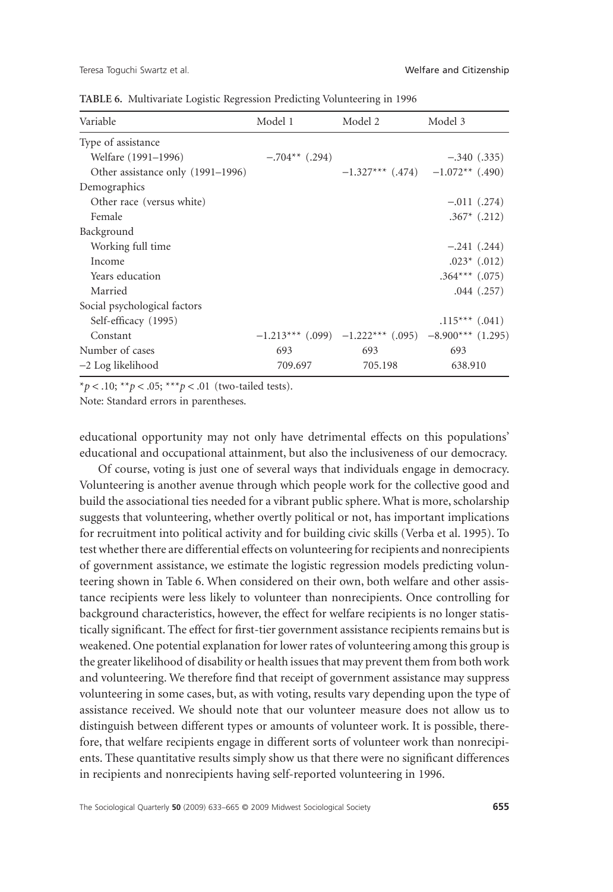**TABLE 6.** Multivariate Logistic Regression Predicting Volunteering in 1996

| Variable | Model 1 | Model 2 | Model 3 |
|---|---|---|---|
| Type of assistance | | | |
| Welfare (1991–1996) | −.704** (.294) | | −.340 (.335) |
| Other assistance only (1991–1996) | | −1.327*** (.474) | −1.072** (.490) |
| Demographics | | | |
| Other race (versus white) | | | −.011 (.274) |
| Female | | | .367* (.212) |
| Background | | | |
| Working full time | | | −.241 (.244) |
| Income | | | .023* (.012) |
| Years education | | | .364*** (.075) |
| Married | | | .044 (.257) |
| Social psychological factors | | | |
| Self-efficacy (1995) | | | .115*** (.041) |
| Constant | −1.213*** (.099) | −1.222*** (.095) | −8.900*** (1.295) |
| Number of cases | 693 | 693 | 693 |
| −2 Log likelihood | 709.697 | 705.198 | 638.910 |

*$p < .10$; **$p < .05$; ***$p < .01$ (two-tailed tests).

Note: Standard errors in parentheses.

educational opportunity may not only have detrimental effects on this populations' educational and occupational attainment, but also the inclusiveness of our democracy.

Of course, voting is just one of several ways that individuals engage in democracy. Volunteering is another avenue through which people work for the collective good and build the associational ties needed for a vibrant public sphere. What is more, scholarship suggests that volunteering, whether overtly political or not, has important implications for recruitment into political activity and for building civic skills (Verba et al. 1995). To test whether there are differential effects on volunteering for recipients and nonrecipients of government assistance, we estimate the logistic regression models predicting volunteering shown in Table 6. When considered on their own, both welfare and other assistance recipients were less likely to volunteer than nonrecipients. Once controlling for background characteristics, however, the effect for welfare recipients is no longer statistically significant. The effect for first-tier government assistance recipients remains but is weakened. One potential explanation for lower rates of volunteering among this group is the greater likelihood of disability or health issues that may prevent them from both work and volunteering. We therefore find that receipt of government assistance may suppress volunteering in some cases, but, as with voting, results vary depending upon the type of assistance received. We should note that our volunteer measure does not allow us to distinguish between different types or amounts of volunteer work. It is possible, therefore, that welfare recipients engage in different sorts of volunteer work than nonrecipients. These quantitative results simply show us that there were no significant differences in recipients and nonrecipients having self-reported volunteering in 1996.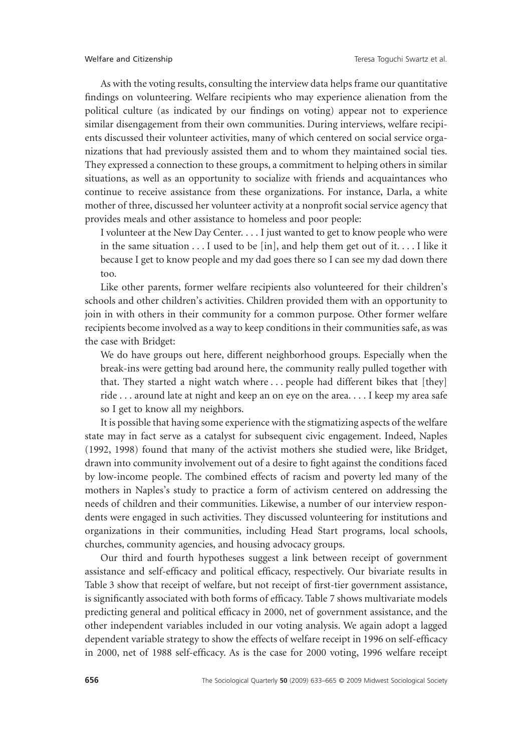As with the voting results, consulting the interview data helps frame our quantitative findings on volunteering. Welfare recipients who may experience alienation from the political culture (as indicated by our findings on voting) appear not to experience similar disengagement from their own communities. During interviews, welfare recipients discussed their volunteer activities, many of which centered on social service organizations that had previously assisted them and to whom they maintained social ties. They expressed a connection to these groups, a commitment to helping others in similar situations, as well as an opportunity to socialize with friends and acquaintances who continue to receive assistance from these organizations. For instance, Darla, a white mother of three, discussed her volunteer activity at a nonprofit social service agency that provides meals and other assistance to homeless and poor people:

> I volunteer at the New Day Center. . . . I just wanted to get to know people who were in the same situation . . . I used to be [in], and help them get out of it. . . . I like it because I get to know people and my dad goes there so I can see my dad down there too.

Like other parents, former welfare recipients also volunteered for their children's schools and other children's activities. Children provided them with an opportunity to join in with others in their community for a common purpose. Other former welfare recipients become involved as a way to keep conditions in their communities safe, as was the case with Bridget:

> We do have groups out here, different neighborhood groups. Especially when the break-ins were getting bad around here, the community really pulled together with that. They started a night watch where . . . people had different bikes that [they] ride . . . around late at night and keep an on eye on the area. . . . I keep my area safe so I get to know all my neighbors.

It is possible that having some experience with the stigmatizing aspects of the welfare state may in fact serve as a catalyst for subsequent civic engagement. Indeed, Naples (1992, 1998) found that many of the activist mothers she studied were, like Bridget, drawn into community involvement out of a desire to fight against the conditions faced by low-income people. The combined effects of racism and poverty led many of the mothers in Naples's study to practice a form of activism centered on addressing the needs of children and their communities. Likewise, a number of our interview respondents were engaged in such activities. They discussed volunteering for institutions and organizations in their communities, including Head Start programs, local schools, churches, community agencies, and housing advocacy groups.

Our third and fourth hypotheses suggest a link between receipt of government assistance and self-efficacy and political efficacy, respectively. Our bivariate results in Table 3 show that receipt of welfare, but not receipt of first-tier government assistance, is significantly associated with both forms of efficacy. Table 7 shows multivariate models predicting general and political efficacy in 2000, net of government assistance, and the other independent variables included in our voting analysis. We again adopt a lagged dependent variable strategy to show the effects of welfare receipt in 1996 on self-efficacy in 2000, net of 1988 self-efficacy. As is the case for 2000 voting, 1996 welfare receipt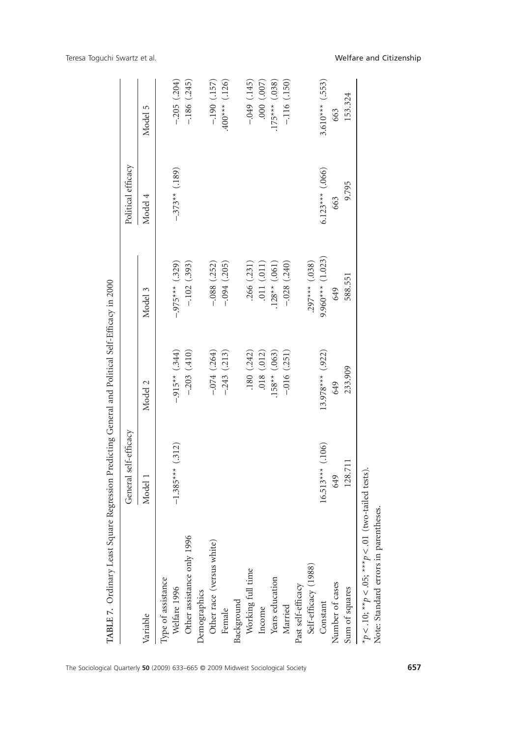**TABLE 7.** Ordinary Least Square Regression Predicting General and Political Self-Efficacy in 2000

| Variable | General self-efficacy | | | Political efficacy | |
|---|---|---|---|---|---|
| | Model 1 | Model 2 | Model 3 | Model 4 | Model 5 |
| Type of assistance | | | | | |
| Welfare 1996 | −1.385*** (.312) | −.915** (.344) | −.975*** (.329) | −.373** (.189) | −.205 (.204) |
| Other assistance only 1996 | | −.203 (.410) | −.102 (.393) | | −.186 (.245) |
| Demographics | | | | | |
| Other race (versus white) | | −.074 (.264) | −.088 (.252) | | −.190 (.157) |
| Female | | −.243 (.213) | −.094 (.205) | | .400*** (.126) |
| Background | | | | | |
| Working full time | | .180 (.242) | .266 (.231) | | −.049 (.145) |
| Income | | .018 (.012) | .011 (.011) | | .000 (.007) |
| Years education | | .158** (.063) | .128** (.061) | | .175*** (.038) |
| Married | | −.016 (.251) | −.028 (.240) | | −.116 (.150) |
| Past self-efficacy | | | | | |
| Self-efficacy (1988) | | | .297*** (.038) | | |
| Constant | 16.513*** (.106) | 13.978*** (.922) | 9.960*** (1.023) | 6.123*** (.066) | 3.610*** (.553) |
| Number of cases | 649 | 649 | 649 | 663 | 663 |
| Sum of squares | 128.711 | 233.909 | 588.551 | 9.795 | 153.324 |

*$p < .10$; **$p < .05$; ***$p < .01$ (two-tailed tests).
Note: Standard errors in parentheses.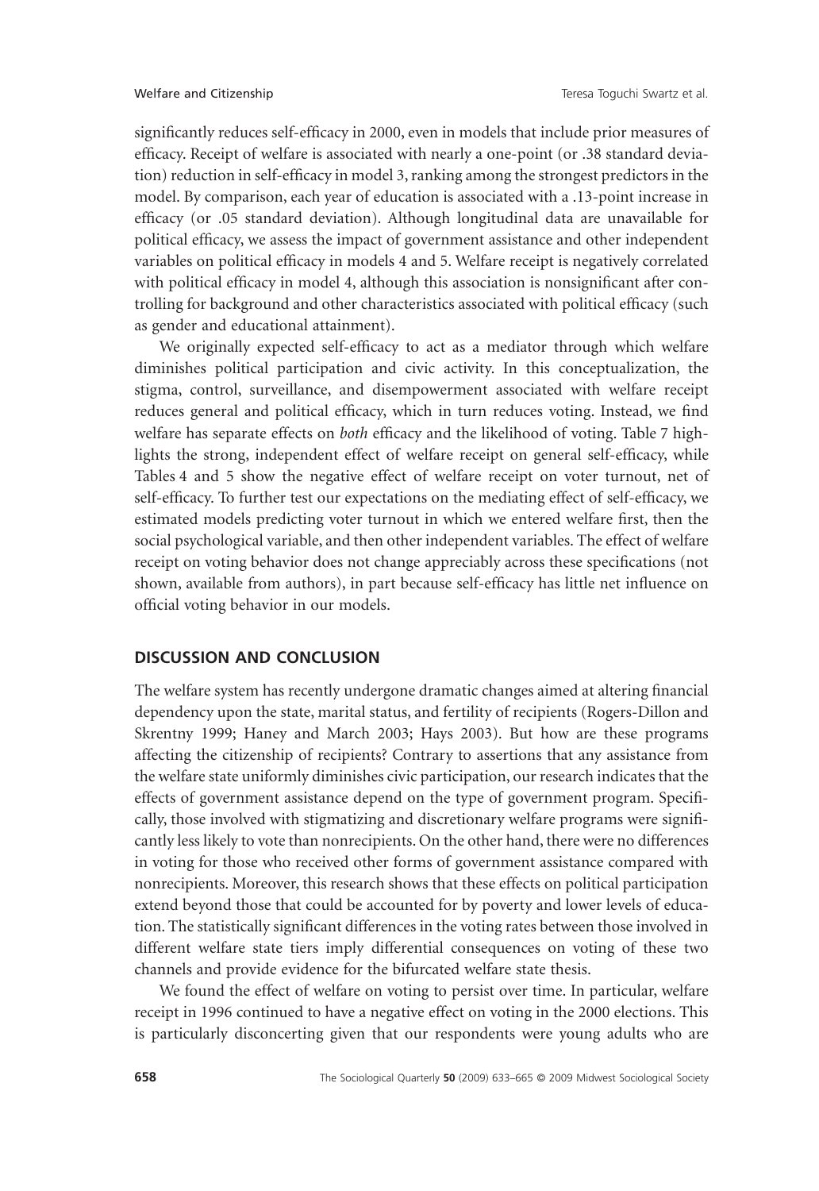significantly reduces self-efficacy in 2000, even in models that include prior measures of efficacy. Receipt of welfare is associated with nearly a one-point (or .38 standard deviation) reduction in self-efficacy in model 3, ranking among the strongest predictors in the model. By comparison, each year of education is associated with a .13-point increase in efficacy (or .05 standard deviation). Although longitudinal data are unavailable for political efficacy, we assess the impact of government assistance and other independent variables on political efficacy in models 4 and 5. Welfare receipt is negatively correlated with political efficacy in model 4, although this association is nonsignificant after controlling for background and other characteristics associated with political efficacy (such as gender and educational attainment).

We originally expected self-efficacy to act as a mediator through which welfare diminishes political participation and civic activity. In this conceptualization, the stigma, control, surveillance, and disempowerment associated with welfare receipt reduces general and political efficacy, which in turn reduces voting. Instead, we find welfare has separate effects on *both* efficacy and the likelihood of voting. Table 7 highlights the strong, independent effect of welfare receipt on general self-efficacy, while Tables 4 and 5 show the negative effect of welfare receipt on voter turnout, net of self-efficacy. To further test our expectations on the mediating effect of self-efficacy, we estimated models predicting voter turnout in which we entered welfare first, then the social psychological variable, and then other independent variables. The effect of welfare receipt on voting behavior does not change appreciably across these specifications (not shown, available from authors), in part because self-efficacy has little net influence on official voting behavior in our models.

## DISCUSSION AND CONCLUSION

The welfare system has recently undergone dramatic changes aimed at altering financial dependency upon the state, marital status, and fertility of recipients (Rogers-Dillon and Skrentny 1999; Haney and March 2003; Hays 2003). But how are these programs affecting the citizenship of recipients? Contrary to assertions that any assistance from the welfare state uniformly diminishes civic participation, our research indicates that the effects of government assistance depend on the type of government program. Specifically, those involved with stigmatizing and discretionary welfare programs were significantly less likely to vote than nonrecipients. On the other hand, there were no differences in voting for those who received other forms of government assistance compared with nonrecipients. Moreover, this research shows that these effects on political participation extend beyond those that could be accounted for by poverty and lower levels of education. The statistically significant differences in the voting rates between those involved in different welfare state tiers imply differential consequences on voting of these two channels and provide evidence for the bifurcated welfare state thesis.

We found the effect of welfare on voting to persist over time. In particular, welfare receipt in 1996 continued to have a negative effect on voting in the 2000 elections. This is particularly disconcerting given that our respondents were young adults who are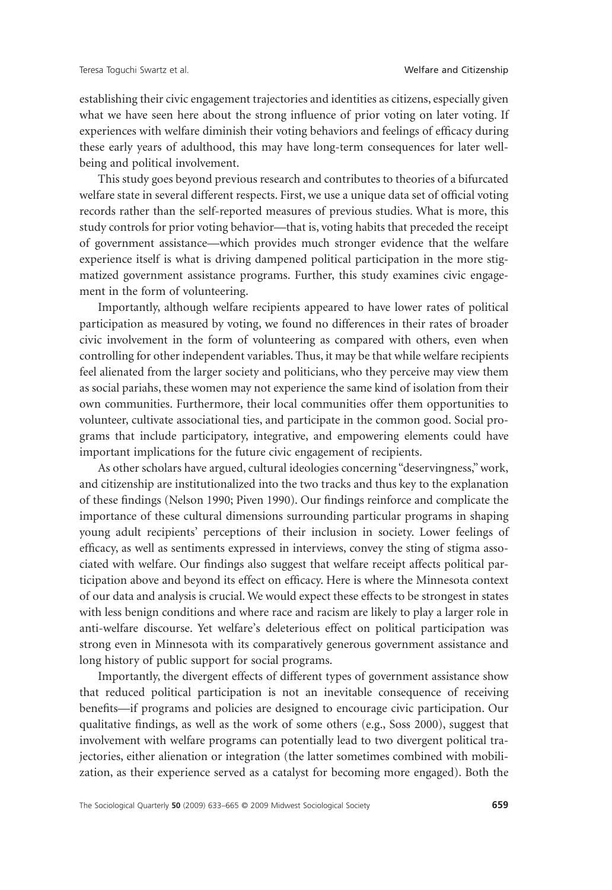establishing their civic engagement trajectories and identities as citizens, especially given what we have seen here about the strong influence of prior voting on later voting. If experiences with welfare diminish their voting behaviors and feelings of efficacy during these early years of adulthood, this may have long-term consequences for later well-being and political involvement.

This study goes beyond previous research and contributes to theories of a bifurcated welfare state in several different respects. First, we use a unique data set of official voting records rather than the self-reported measures of previous studies. What is more, this study controls for prior voting behavior—that is, voting habits that preceded the receipt of government assistance—which provides much stronger evidence that the welfare experience itself is what is driving dampened political participation in the more stigmatized government assistance programs. Further, this study examines civic engagement in the form of volunteering.

Importantly, although welfare recipients appeared to have lower rates of political participation as measured by voting, we found no differences in their rates of broader civic involvement in the form of volunteering as compared with others, even when controlling for other independent variables. Thus, it may be that while welfare recipients feel alienated from the larger society and politicians, who they perceive may view them as social pariahs, these women may not experience the same kind of isolation from their own communities. Furthermore, their local communities offer them opportunities to volunteer, cultivate associational ties, and participate in the common good. Social programs that include participatory, integrative, and empowering elements could have important implications for the future civic engagement of recipients.

As other scholars have argued, cultural ideologies concerning "deservingness," work, and citizenship are institutionalized into the two tracks and thus key to the explanation of these findings (Nelson 1990; Piven 1990). Our findings reinforce and complicate the importance of these cultural dimensions surrounding particular programs in shaping young adult recipients' perceptions of their inclusion in society. Lower feelings of efficacy, as well as sentiments expressed in interviews, convey the sting of stigma associated with welfare. Our findings also suggest that welfare receipt affects political participation above and beyond its effect on efficacy. Here is where the Minnesota context of our data and analysis is crucial. We would expect these effects to be strongest in states with less benign conditions and where race and racism are likely to play a larger role in anti-welfare discourse. Yet welfare's deleterious effect on political participation was strong even in Minnesota with its comparatively generous government assistance and long history of public support for social programs.

Importantly, the divergent effects of different types of government assistance show that reduced political participation is not an inevitable consequence of receiving benefits—if programs and policies are designed to encourage civic participation. Our qualitative findings, as well as the work of some others (e.g., Soss 2000), suggest that involvement with welfare programs can potentially lead to two divergent political trajectories, either alienation or integration (the latter sometimes combined with mobilization, as their experience served as a catalyst for becoming more engaged). Both the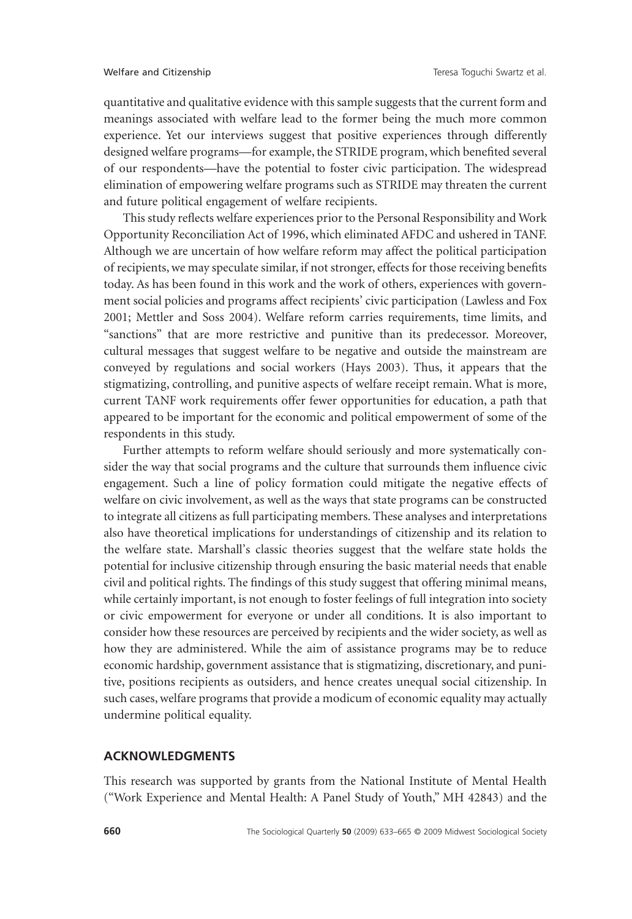quantitative and qualitative evidence with this sample suggests that the current form and meanings associated with welfare lead to the former being the much more common experience. Yet our interviews suggest that positive experiences through differently designed welfare programs—for example, the STRIDE program, which benefited several of our respondents—have the potential to foster civic participation. The widespread elimination of empowering welfare programs such as STRIDE may threaten the current and future political engagement of welfare recipients.

This study reflects welfare experiences prior to the Personal Responsibility and Work Opportunity Reconciliation Act of 1996, which eliminated AFDC and ushered in TANF. Although we are uncertain of how welfare reform may affect the political participation of recipients, we may speculate similar, if not stronger, effects for those receiving benefits today. As has been found in this work and the work of others, experiences with government social policies and programs affect recipients' civic participation (Lawless and Fox 2001; Mettler and Soss 2004). Welfare reform carries requirements, time limits, and "sanctions" that are more restrictive and punitive than its predecessor. Moreover, cultural messages that suggest welfare to be negative and outside the mainstream are conveyed by regulations and social workers (Hays 2003). Thus, it appears that the stigmatizing, controlling, and punitive aspects of welfare receipt remain. What is more, current TANF work requirements offer fewer opportunities for education, a path that appeared to be important for the economic and political empowerment of some of the respondents in this study.

Further attempts to reform welfare should seriously and more systematically consider the way that social programs and the culture that surrounds them influence civic engagement. Such a line of policy formation could mitigate the negative effects of welfare on civic involvement, as well as the ways that state programs can be constructed to integrate all citizens as full participating members. These analyses and interpretations also have theoretical implications for understandings of citizenship and its relation to the welfare state. Marshall's classic theories suggest that the welfare state holds the potential for inclusive citizenship through ensuring the basic material needs that enable civil and political rights. The findings of this study suggest that offering minimal means, while certainly important, is not enough to foster feelings of full integration into society or civic empowerment for everyone or under all conditions. It is also important to consider how these resources are perceived by recipients and the wider society, as well as how they are administered. While the aim of assistance programs may be to reduce economic hardship, government assistance that is stigmatizing, discretionary, and punitive, positions recipients as outsiders, and hence creates unequal social citizenship. In such cases, welfare programs that provide a modicum of economic equality may actually undermine political equality.

## ACKNOWLEDGMENTS

This research was supported by grants from the National Institute of Mental Health ("Work Experience and Mental Health: A Panel Study of Youth," MH 42843) and the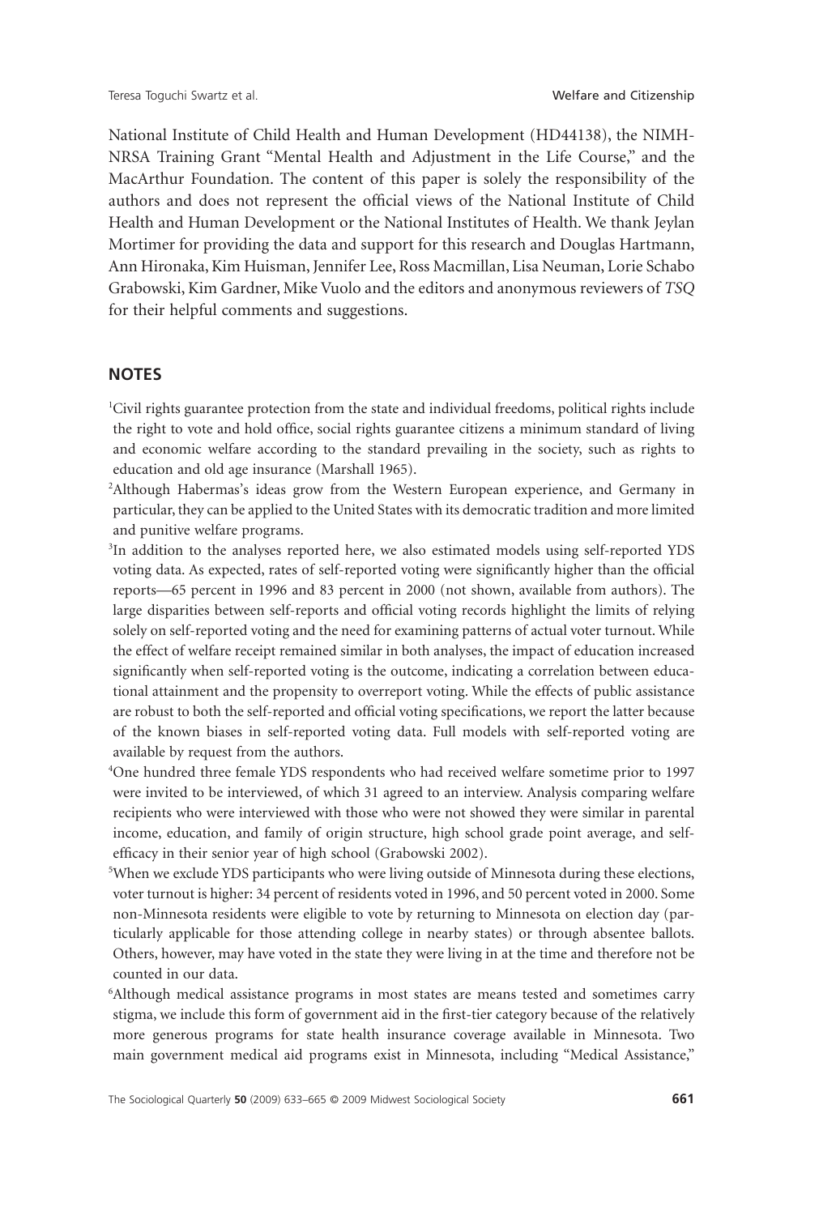National Institute of Child Health and Human Development (HD44138), the NIMH-NRSA Training Grant "Mental Health and Adjustment in the Life Course," and the MacArthur Foundation. The content of this paper is solely the responsibility of the authors and does not represent the official views of the National Institute of Child Health and Human Development or the National Institutes of Health. We thank Jeylan Mortimer for providing the data and support for this research and Douglas Hartmann, Ann Hironaka, Kim Huisman, Jennifer Lee, Ross Macmillan, Lisa Neuman, Lorie Schabo Grabowski, Kim Gardner, Mike Vuolo and the editors and anonymous reviewers of *TSQ* for their helpful comments and suggestions.

## NOTES

[1]Civil rights guarantee protection from the state and individual freedoms, political rights include the right to vote and hold office, social rights guarantee citizens a minimum standard of living and economic welfare according to the standard prevailing in the society, such as rights to education and old age insurance (Marshall 1965).

[2]Although Habermas's ideas grow from the Western European experience, and Germany in particular, they can be applied to the United States with its democratic tradition and more limited and punitive welfare programs.

[3]In addition to the analyses reported here, we also estimated models using self-reported YDS voting data. As expected, rates of self-reported voting were significantly higher than the official reports—65 percent in 1996 and 83 percent in 2000 (not shown, available from authors). The large disparities between self-reports and official voting records highlight the limits of relying solely on self-reported voting and the need for examining patterns of actual voter turnout. While the effect of welfare receipt remained similar in both analyses, the impact of education increased significantly when self-reported voting is the outcome, indicating a correlation between educational attainment and the propensity to overreport voting. While the effects of public assistance are robust to both the self-reported and official voting specifications, we report the latter because of the known biases in self-reported voting data. Full models with self-reported voting are available by request from the authors.

[4]One hundred three female YDS respondents who had received welfare sometime prior to 1997 were invited to be interviewed, of which 31 agreed to an interview. Analysis comparing welfare recipients who were interviewed with those who were not showed they were similar in parental income, education, and family of origin structure, high school grade point average, and self-efficacy in their senior year of high school (Grabowski 2002).

[5]When we exclude YDS participants who were living outside of Minnesota during these elections, voter turnout is higher: 34 percent of residents voted in 1996, and 50 percent voted in 2000. Some non-Minnesota residents were eligible to vote by returning to Minnesota on election day (particularly applicable for those attending college in nearby states) or through absentee ballots. Others, however, may have voted in the state they were living in at the time and therefore not be counted in our data.

[6]Although medical assistance programs in most states are means tested and sometimes carry stigma, we include this form of government aid in the first-tier category because of the relatively more generous programs for state health insurance coverage available in Minnesota. Two main government medical aid programs exist in Minnesota, including "Medical Assistance,"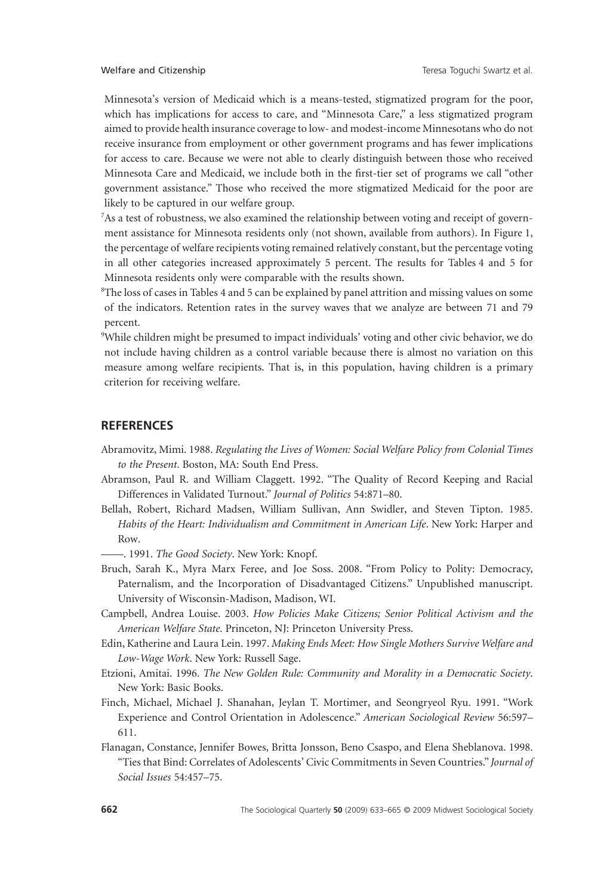Minnesota's version of Medicaid which is a means-tested, stigmatized program for the poor, which has implications for access to care, and "Minnesota Care," a less stigmatized program aimed to provide health insurance coverage to low- and modest-income Minnesotans who do not receive insurance from employment or other government programs and has fewer implications for access to care. Because we were not able to clearly distinguish between those who received Minnesota Care and Medicaid, we include both in the first-tier set of programs we call "other government assistance." Those who received the more stigmatized Medicaid for the poor are likely to be captured in our welfare group.

[7]As a test of robustness, we also examined the relationship between voting and receipt of government assistance for Minnesota residents only (not shown, available from authors). In Figure 1, the percentage of welfare recipients voting remained relatively constant, but the percentage voting in all other categories increased approximately 5 percent. The results for Tables 4 and 5 for Minnesota residents only were comparable with the results shown.

[8]The loss of cases in Tables 4 and 5 can be explained by panel attrition and missing values on some of the indicators. Retention rates in the survey waves that we analyze are between 71 and 79 percent.

[9]While children might be presumed to impact individuals' voting and other civic behavior, we do not include having children as a control variable because there is almost no variation on this measure among welfare recipients. That is, in this population, having children is a primary criterion for receiving welfare.

## REFERENCES

Abramovitz, Mimi. 1988. *Regulating the Lives of Women: Social Welfare Policy from Colonial Times to the Present*. Boston, MA: South End Press.

Abramson, Paul R. and William Claggett. 1992. "The Quality of Record Keeping and Racial Differences in Validated Turnout." *Journal of Politics* 54:871–80.

Bellah, Robert, Richard Madsen, William Sullivan, Ann Swidler, and Steven Tipton. 1985. *Habits of the Heart: Individualism and Commitment in American Life*. New York: Harper and Row.

——. 1991. *The Good Society*. New York: Knopf.

Bruch, Sarah K., Myra Marx Feree, and Joe Soss. 2008. "From Policy to Polity: Democracy, Paternalism, and the Incorporation of Disadvantaged Citizens." Unpublished manuscript. University of Wisconsin-Madison, Madison, WI.

Campbell, Andrea Louise. 2003. *How Policies Make Citizens; Senior Political Activism and the American Welfare State*. Princeton, NJ: Princeton University Press.

Edin, Katherine and Laura Lein. 1997. *Making Ends Meet: How Single Mothers Survive Welfare and Low-Wage Work*. New York: Russell Sage.

Etzioni, Amitai. 1996. *The New Golden Rule: Community and Morality in a Democratic Society*. New York: Basic Books.

Finch, Michael, Michael J. Shanahan, Jeylan T. Mortimer, and Seongryeol Ryu. 1991. "Work Experience and Control Orientation in Adolescence." *American Sociological Review* 56:597–611.

Flanagan, Constance, Jennifer Bowes, Britta Jonsson, Beno Csaspo, and Elena Sheblanova. 1998. "Ties that Bind: Correlates of Adolescents' Civic Commitments in Seven Countries." *Journal of Social Issues* 54:457–75.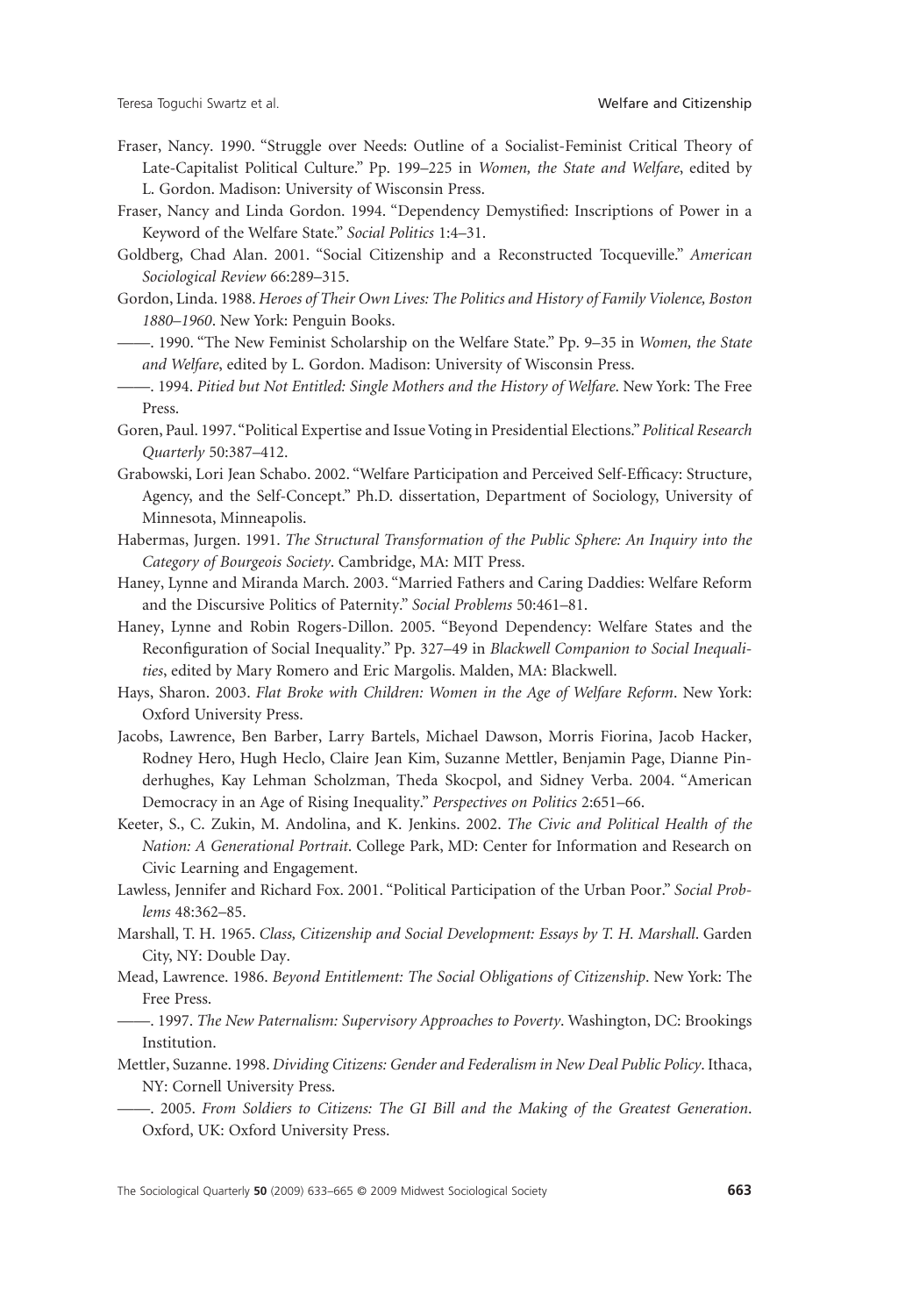Fraser, Nancy. 1990. "Struggle over Needs: Outline of a Socialist-Feminist Critical Theory of Late-Capitalist Political Culture." Pp. 199–225 in *Women, the State and Welfare*, edited by L. Gordon. Madison: University of Wisconsin Press.

Fraser, Nancy and Linda Gordon. 1994. "Dependency Demystified: Inscriptions of Power in a Keyword of the Welfare State." *Social Politics* 1:4–31.

Goldberg, Chad Alan. 2001. "Social Citizenship and a Reconstructed Tocqueville." *American Sociological Review* 66:289–315.

Gordon, Linda. 1988. *Heroes of Their Own Lives: The Politics and History of Family Violence, Boston 1880–1960*. New York: Penguin Books.

——. 1990. "The New Feminist Scholarship on the Welfare State." Pp. 9–35 in *Women, the State and Welfare*, edited by L. Gordon. Madison: University of Wisconsin Press.

——. 1994. *Pitied but Not Entitled: Single Mothers and the History of Welfare*. New York: The Free Press.

Goren, Paul. 1997. "Political Expertise and Issue Voting in Presidential Elections." *Political Research Quarterly* 50:387–412.

Grabowski, Lori Jean Schabo. 2002. "Welfare Participation and Perceived Self-Efficacy: Structure, Agency, and the Self-Concept." Ph.D. dissertation, Department of Sociology, University of Minnesota, Minneapolis.

Habermas, Jurgen. 1991. *The Structural Transformation of the Public Sphere: An Inquiry into the Category of Bourgeois Society*. Cambridge, MA: MIT Press.

Haney, Lynne and Miranda March. 2003. "Married Fathers and Caring Daddies: Welfare Reform and the Discursive Politics of Paternity." *Social Problems* 50:461–81.

Haney, Lynne and Robin Rogers-Dillon. 2005. "Beyond Dependency: Welfare States and the Reconfiguration of Social Inequality." Pp. 327–49 in *Blackwell Companion to Social Inequalities*, edited by Mary Romero and Eric Margolis. Malden, MA: Blackwell.

Hays, Sharon. 2003. *Flat Broke with Children: Women in the Age of Welfare Reform*. New York: Oxford University Press.

Jacobs, Lawrence, Ben Barber, Larry Bartels, Michael Dawson, Morris Fiorina, Jacob Hacker, Rodney Hero, Hugh Heclo, Claire Jean Kim, Suzanne Mettler, Benjamin Page, Dianne Pinderhughes, Kay Lehman Scholzman, Theda Skocpol, and Sidney Verba. 2004. "American Democracy in an Age of Rising Inequality." *Perspectives on Politics* 2:651–66.

Keeter, S., C. Zukin, M. Andolina, and K. Jenkins. 2002. *The Civic and Political Health of the Nation: A Generational Portrait*. College Park, MD: Center for Information and Research on Civic Learning and Engagement.

Lawless, Jennifer and Richard Fox. 2001. "Political Participation of the Urban Poor." *Social Problems* 48:362–85.

Marshall, T. H. 1965. *Class, Citizenship and Social Development: Essays by T. H. Marshall*. Garden City, NY: Double Day.

Mead, Lawrence. 1986. *Beyond Entitlement: The Social Obligations of Citizenship*. New York: The Free Press.

——. 1997. *The New Paternalism: Supervisory Approaches to Poverty*. Washington, DC: Brookings Institution.

Mettler, Suzanne. 1998. *Dividing Citizens: Gender and Federalism in New Deal Public Policy*. Ithaca, NY: Cornell University Press.

——. 2005. *From Soldiers to Citizens: The GI Bill and the Making of the Greatest Generation*. Oxford, UK: Oxford University Press.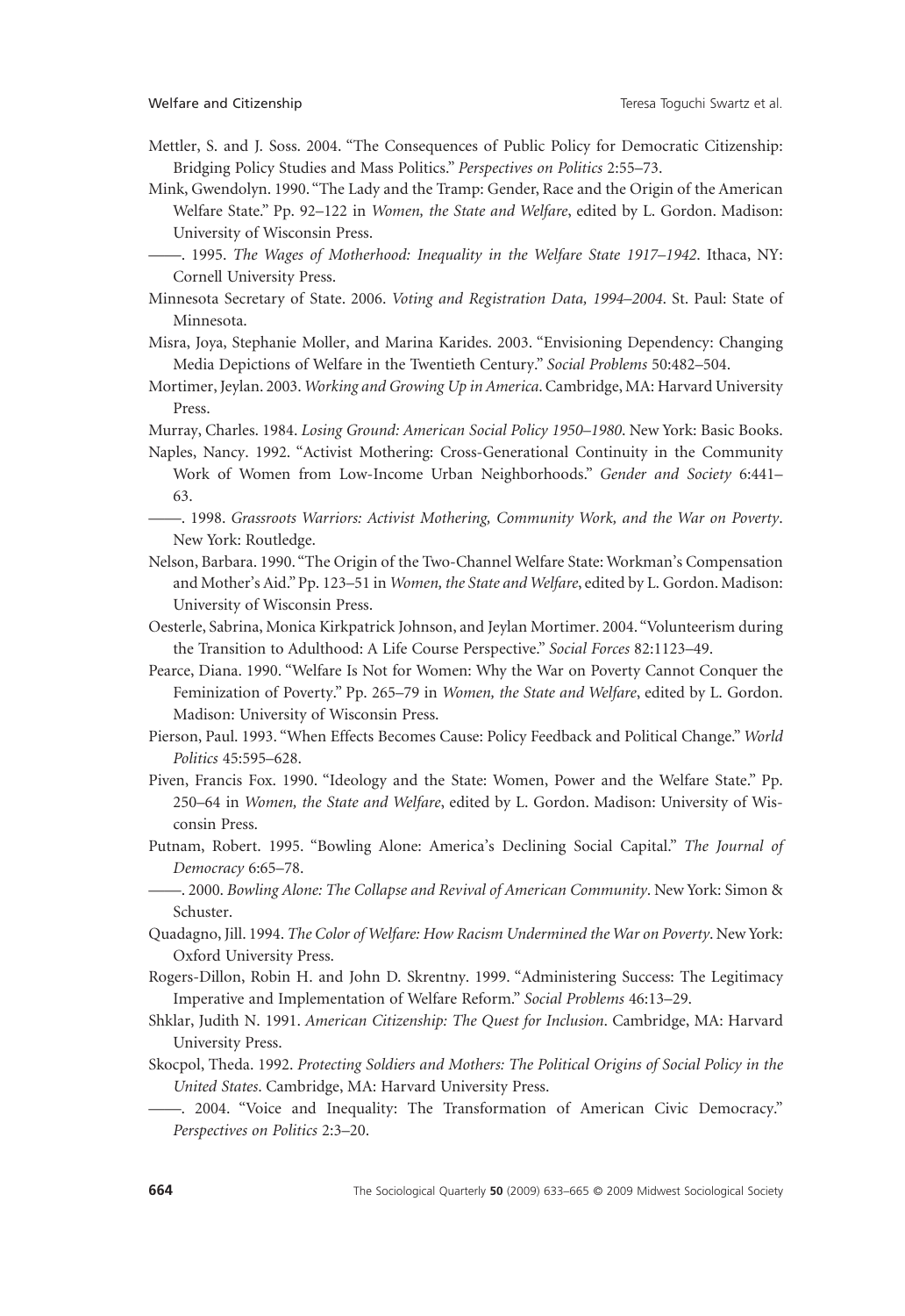Mettler, S. and J. Soss. 2004. "The Consequences of Public Policy for Democratic Citizenship: Bridging Policy Studies and Mass Politics." *Perspectives on Politics* 2:55–73.

Mink, Gwendolyn. 1990. "The Lady and the Tramp: Gender, Race and the Origin of the American Welfare State." Pp. 92–122 in *Women, the State and Welfare*, edited by L. Gordon. Madison: University of Wisconsin Press.

——. 1995. *The Wages of Motherhood: Inequality in the Welfare State 1917–1942*. Ithaca, NY: Cornell University Press.

Minnesota Secretary of State. 2006. *Voting and Registration Data, 1994–2004*. St. Paul: State of Minnesota.

Misra, Joya, Stephanie Moller, and Marina Karides. 2003. "Envisioning Dependency: Changing Media Depictions of Welfare in the Twentieth Century." *Social Problems* 50:482–504.

Mortimer, Jeylan. 2003. *Working and Growing Up in America*. Cambridge, MA: Harvard University Press.

Murray, Charles. 1984. *Losing Ground: American Social Policy 1950–1980*. New York: Basic Books.

Naples, Nancy. 1992. "Activist Mothering: Cross-Generational Continuity in the Community Work of Women from Low-Income Urban Neighborhoods." *Gender and Society* 6:441–63.

——. 1998. *Grassroots Warriors: Activist Mothering, Community Work, and the War on Poverty*. New York: Routledge.

Nelson, Barbara. 1990. "The Origin of the Two-Channel Welfare State: Workman's Compensation and Mother's Aid." Pp. 123–51 in *Women, the State and Welfare*, edited by L. Gordon. Madison: University of Wisconsin Press.

Oesterle, Sabrina, Monica Kirkpatrick Johnson, and Jeylan Mortimer. 2004. "Volunteerism during the Transition to Adulthood: A Life Course Perspective." *Social Forces* 82:1123–49.

Pearce, Diana. 1990. "Welfare Is Not for Women: Why the War on Poverty Cannot Conquer the Feminization of Poverty." Pp. 265–79 in *Women, the State and Welfare*, edited by L. Gordon. Madison: University of Wisconsin Press.

Pierson, Paul. 1993. "When Effects Becomes Cause: Policy Feedback and Political Change." *World Politics* 45:595–628.

Piven, Francis Fox. 1990. "Ideology and the State: Women, Power and the Welfare State." Pp. 250–64 in *Women, the State and Welfare*, edited by L. Gordon. Madison: University of Wisconsin Press.

Putnam, Robert. 1995. "Bowling Alone: America's Declining Social Capital." *The Journal of Democracy* 6:65–78.

——. 2000. *Bowling Alone: The Collapse and Revival of American Community*. New York: Simon & Schuster.

Quadagno, Jill. 1994. *The Color of Welfare: How Racism Undermined the War on Poverty*. New York: Oxford University Press.

Rogers-Dillon, Robin H. and John D. Skrentny. 1999. "Administering Success: The Legitimacy Imperative and Implementation of Welfare Reform." *Social Problems* 46:13–29.

Shklar, Judith N. 1991. *American Citizenship: The Quest for Inclusion*. Cambridge, MA: Harvard University Press.

Skocpol, Theda. 1992. *Protecting Soldiers and Mothers: The Political Origins of Social Policy in the United States*. Cambridge, MA: Harvard University Press.

——. 2004. "Voice and Inequality: The Transformation of American Civic Democracy." *Perspectives on Politics* 2:3–20.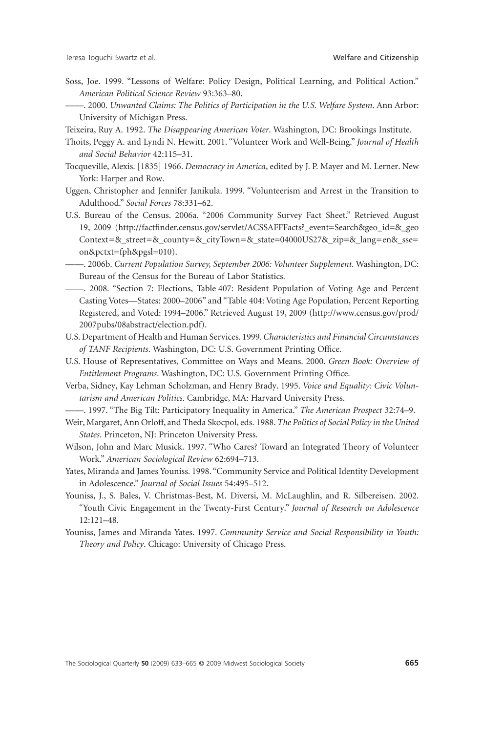Soss, Joe. 1999. "Lessons of Welfare: Policy Design, Political Learning, and Political Action." *American Political Science Review* 93:363–80.

——. 2000. *Unwanted Claims: The Politics of Participation in the U.S. Welfare System*. Ann Arbor: University of Michigan Press.

Teixeira, Ruy A. 1992. *The Disappearing American Voter*. Washington, DC: Brookings Institute.

Thoits, Peggy A. and Lyndi N. Hewitt. 2001. "Volunteer Work and Well-Being." *Journal of Health and Social Behavior* 42:115–31.

Tocqueville, Alexis. [1835] 1966. *Democracy in America*, edited by J. P. Mayer and M. Lerner. New York: Harper and Row.

Uggen, Christopher and Jennifer Janikula. 1999. "Volunteerism and Arrest in the Transition to Adulthood." *Social Forces* 78:331–62.

U.S. Bureau of the Census. 2006a. "2006 Community Survey Fact Sheet." Retrieved August 19, 2009 (http://factfinder.census.gov/servlet/ACSSAFFFacts?_event=Search&geo_id=&_geoContext=&_street=&_county=&_cityTown=&_state=04000US27&_zip=&_lang=en&_sse=on&pctxt=fph&pgsl=010).

——. 2006b. *Current Population Survey, September 2006: Volunteer Supplement*. Washington, DC: Bureau of the Census for the Bureau of Labor Statistics.

——. 2008. "Section 7: Elections, Table 407: Resident Population of Voting Age and Percent Casting Votes—States: 2000–2006" and "Table 404: Voting Age Population, Percent Reporting Registered, and Voted: 1994–2006." Retrieved August 19, 2009 (http://www.census.gov/prod/2007pubs/08abstract/election.pdf).

U.S. Department of Health and Human Services. 1999. *Characteristics and Financial Circumstances of TANF Recipients*. Washington, DC: U.S. Government Printing Office.

U.S. House of Representatives, Committee on Ways and Means. 2000. *Green Book: Overview of Entitlement Programs*. Washington, DC: U.S. Government Printing Office.

Verba, Sidney, Kay Lehman Scholzman, and Henry Brady. 1995. *Voice and Equality: Civic Voluntarism and American Politics*. Cambridge, MA: Harvard University Press.

——. 1997. "The Big Tilt: Participatory Inequality in America." *The American Prospect* 32:74–9.

Weir, Margaret, Ann Orloff, and Theda Skocpol, eds. 1988. *The Politics of Social Policy in the United States*. Princeton, NJ: Princeton University Press.

Wilson, John and Marc Musick. 1997. "Who Cares? Toward an Integrated Theory of Volunteer Work." *American Sociological Review* 62:694–713.

Yates, Miranda and James Youniss. 1998. "Community Service and Political Identity Development in Adolescence." *Journal of Social Issues* 54:495–512.

Youniss, J., S. Bales, V. Christmas-Best, M. Diversi, M. McLaughlin, and R. Silbereisen. 2002. "Youth Civic Engagement in the Twenty-First Century." *Journal of Research on Adolescence* 12:121–48.

Youniss, James and Miranda Yates. 1997. *Community Service and Social Responsibility in Youth: Theory and Policy*. Chicago: University of Chicago Press.